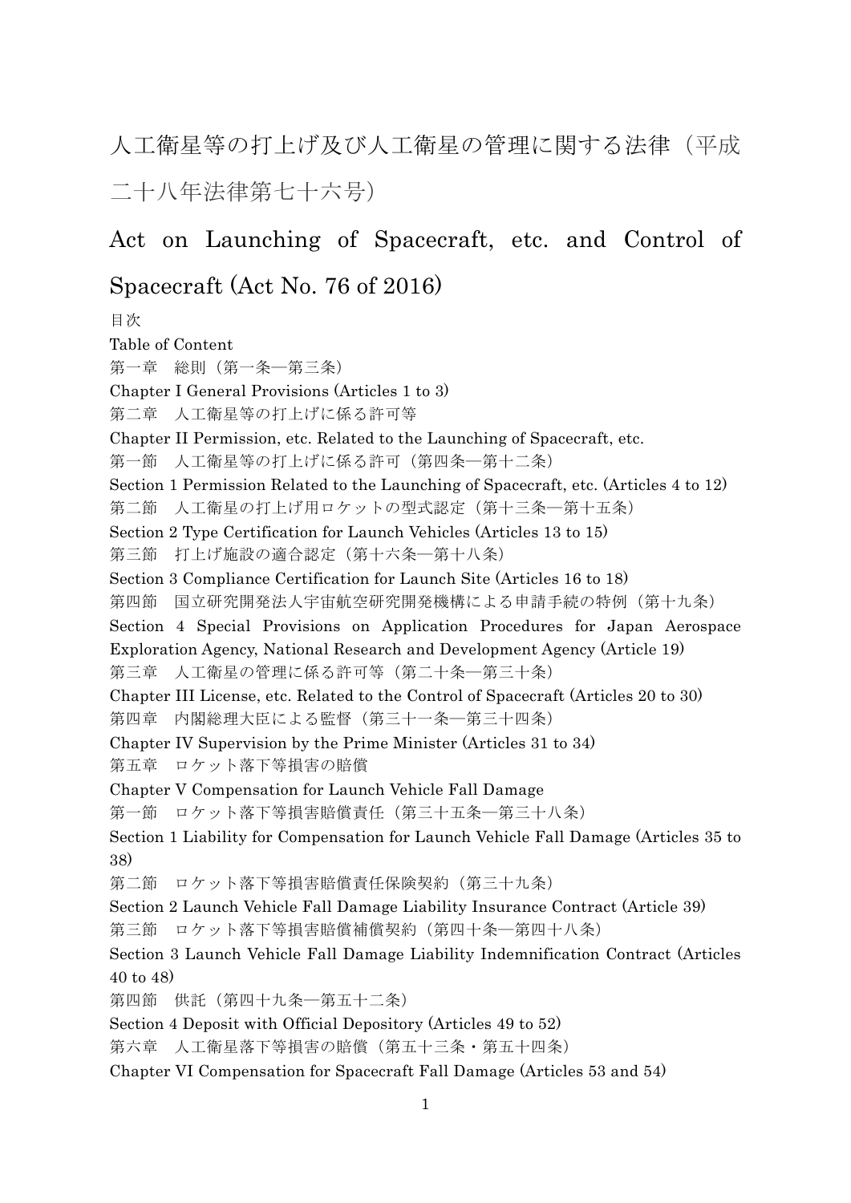# 人工衛星等の打上げ及び人工衛星の管理に関する法律（平成二十八年法律第七十六号）

# Act on Launching of Spacecraft, etc. and Control of Spacecraft (Act No. 76 of 2016)

目次

Table of Content

第一章　総則（第一条―第三条）

Chapter I General Provisions (Articles 1 to 3)

第二章　人工衛星等の打上げに係る許可等

Chapter II Permission, etc. Related to the Launching of Spacecraft, etc.

第一節　人工衛星等の打上げに係る許可（第四条―第十二条）

Section 1 Permission Related to the Launching of Spacecraft, etc. (Articles 4 to 12)

第二節　人工衛星の打上げ用ロケットの型式認定（第十三条―第十五条）

Section 2 Type Certification for Launch Vehicles (Articles 13 to 15)

第三節　打上げ施設の適合認定（第十六条―第十八条）

Section 3 Compliance Certification for Launch Site (Articles 16 to 18)

第四節　国立研究開発法人宇宙航空研究開発機構による申請手続の特例（第十九条）

Section 4 Special Provisions on Application Procedures for Japan Aerospace Exploration Agency, National Research and Development Agency (Article 19)

第三章　人工衛星の管理に係る許可等（第二十条―第三十条）

Chapter III License, etc. Related to the Control of Spacecraft (Articles 20 to 30)

第四章　内閣総理大臣による監督（第三十一条―第三十四条）

Chapter IV Supervision by the Prime Minister (Articles 31 to 34)

第五章　ロケット落下等損害の賠償

Chapter V Compensation for Launch Vehicle Fall Damage

第一節　ロケット落下等損害賠償責任（第三十五条―第三十八条）

Section 1 Liability for Compensation for Launch Vehicle Fall Damage (Articles 35 to 38)

第二節　ロケット落下等損害賠償責任保険契約（第三十九条）

Section 2 Launch Vehicle Fall Damage Liability Insurance Contract (Article 39)

第三節　ロケット落下等損害賠償補償契約（第四十条―第四十八条）

Section 3 Launch Vehicle Fall Damage Liability Indemnification Contract (Articles 40 to 48)

第四節　供託（第四十九条―第五十二条）

Section 4 Deposit with Official Depository (Articles 49 to 52)

第六章　人工衛星落下等損害の賠償（第五十三条・第五十四条）

Chapter VI Compensation for Spacecraft Fall Damage (Articles 53 and 54)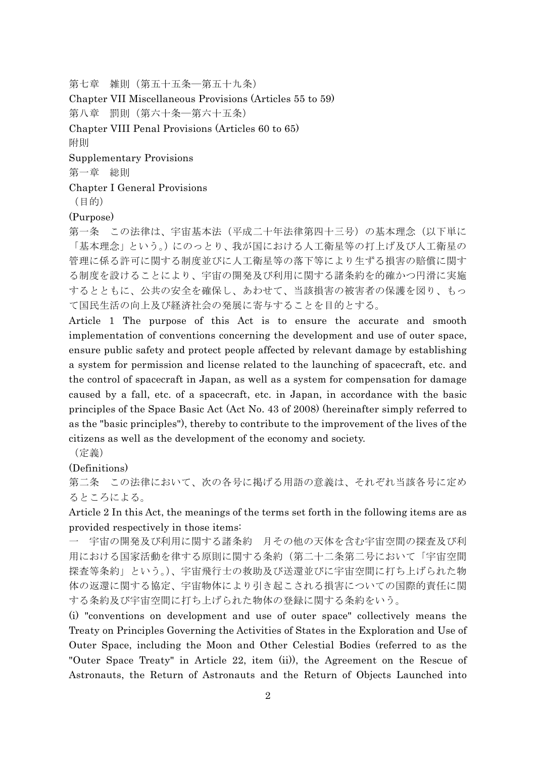第七章　雑則（第五十五条―第五十九条）

Chapter VII Miscellaneous Provisions (Articles 55 to 59)

第八章　罰則（第六十条―第六十五条）

Chapter VIII Penal Provisions (Articles 60 to 65)

附則

Supplementary Provisions

## 第一章　総則

## Chapter I General Provisions

（目的）

(Purpose)

第一条　この法律は、宇宙基本法（平成二十年法律第四十三号）の基本理念（以下単に「基本理念」という。）にのっとり、我が国における人工衛星等の打上げ及び人工衛星の管理に係る許可に関する制度並びに人工衛星等の落下等により生ずる損害の賠償に関する制度を設けることにより、宇宙の開発及び利用に関する諸条約を的確かつ円滑に実施するとともに、公共の安全を確保し、あわせて、当該損害の被害者の保護を図り、もって国民生活の向上及び経済社会の発展に寄与することを目的とする。

Article 1 The purpose of this Act is to ensure the accurate and smooth implementation of conventions concerning the development and use of outer space, ensure public safety and protect people affected by relevant damage by establishing a system for permission and license related to the launching of spacecraft, etc. and the control of spacecraft in Japan, as well as a system for compensation for damage caused by a fall, etc. of a spacecraft, etc. in Japan, in accordance with the basic principles of the Space Basic Act (Act No. 43 of 2008) (hereinafter simply referred to as the "basic principles"), thereby to contribute to the improvement of the lives of the citizens as well as the development of the economy and society.

（定義）

(Definitions)

第二条　この法律において、次の各号に掲げる用語の意義は、それぞれ当該各号に定めるところによる。

Article 2 In this Act, the meanings of the terms set forth in the following items are as provided respectively in those items:

一　宇宙の開発及び利用に関する諸条約　月その他の天体を含む宇宙空間の探査及び利用における国家活動を律する原則に関する条約（第二十二条第二号において「宇宙空間探査等条約」という。）、宇宙飛行士の救助及び送還並びに宇宙空間に打ち上げられた物体の返還に関する協定、宇宙物体により引き起こされる損害についての国際的責任に関する条約及び宇宙空間に打ち上げられた物体の登録に関する条約をいう。

(i) "conventions on development and use of outer space" collectively means the Treaty on Principles Governing the Activities of States in the Exploration and Use of Outer Space, including the Moon and Other Celestial Bodies (referred to as the "Outer Space Treaty" in Article 22, item (ii)), the Agreement on the Rescue of Astronauts, the Return of Astronauts and the Return of Objects Launched into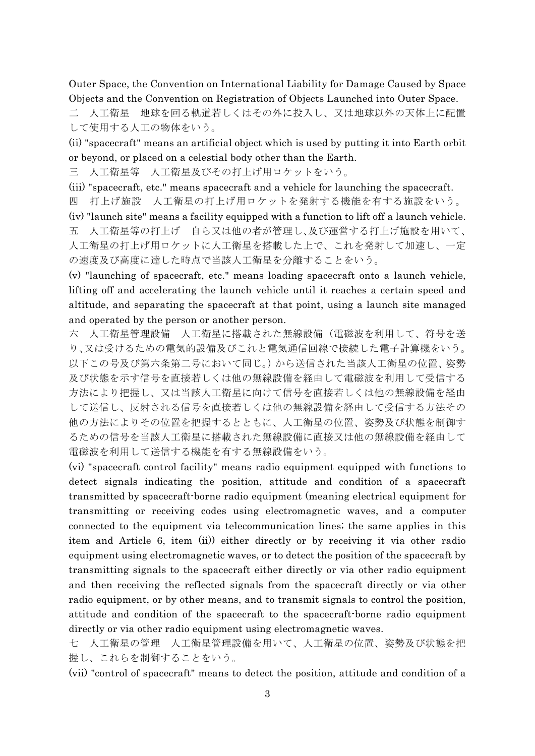Outer Space, the Convention on International Liability for Damage Caused by Space Objects and the Convention on Registration of Objects Launched into Outer Space.

二　人工衛星　地球を回る軌道若しくはその外に投入し、又は地球以外の天体上に配置して使用する人工の物体をいう。

(ii) "spacecraft" means an artificial object which is used by putting it into Earth orbit or beyond, or placed on a celestial body other than the Earth.

三　人工衛星等　人工衛星及びその打上げ用ロケットをいう。

(iii) "spacecraft, etc." means spacecraft and a vehicle for launching the spacecraft.

四　打上げ施設　人工衛星の打上げ用ロケットを発射する機能を有する施設をいう。

(iv) "launch site" means a facility equipped with a function to lift off a launch vehicle.

五　人工衛星等の打上げ　自ら又は他の者が管理し、及び運営する打上げ施設を用いて、人工衛星の打上げ用ロケットに人工衛星を搭載した上で、これを発射して加速し、一定の速度及び高度に達した時点で当該人工衛星を分離することをいう。

(v) "launching of spacecraft, etc." means loading spacecraft onto a launch vehicle, lifting off and accelerating the launch vehicle until it reaches a certain speed and altitude, and separating the spacecraft at that point, using a launch site managed and operated by the person or another person.

六　人工衛星管理設備　人工衛星に搭載された無線設備（電磁波を利用して、符号を送り、又は受けるための電気的設備及びこれと電気通信回線で接続した電子計算機をいう。以下この号及び第六条第二号において同じ。）から送信された当該人工衛星の位置、姿勢及び状態を示す信号を直接若しくは他の無線設備を経由して電磁波を利用して受信する方法により把握し、又は当該人工衛星に向けて信号を直接若しくは他の無線設備を経由して送信し、反射される信号を直接若しくは他の無線設備を経由して受信する方法その他の方法によりその位置を把握するとともに、人工衛星の位置、姿勢及び状態を制御するための信号を当該人工衛星に搭載された無線設備に直接又は他の無線設備を経由して電磁波を利用して送信する機能を有する無線設備をいう。

(vi) "spacecraft control facility" means radio equipment equipped with functions to detect signals indicating the position, attitude and condition of a spacecraft transmitted by spacecraft-borne radio equipment (meaning electrical equipment for transmitting or receiving codes using electromagnetic waves, and a computer connected to the equipment via telecommunication lines; the same applies in this item and Article 6, item (ii)) either directly or by receiving it via other radio equipment using electromagnetic waves, or to detect the position of the spacecraft by transmitting signals to the spacecraft either directly or via other radio equipment and then receiving the reflected signals from the spacecraft directly or via other radio equipment, or by other means, and to transmit signals to control the position, attitude and condition of the spacecraft to the spacecraft-borne radio equipment directly or via other radio equipment using electromagnetic waves.

七　人工衛星の管理　人工衛星管理設備を用いて、人工衛星の位置、姿勢及び状態を把握し、これらを制御することをいう。

(vii) "control of spacecraft" means to detect the position, attitude and condition of a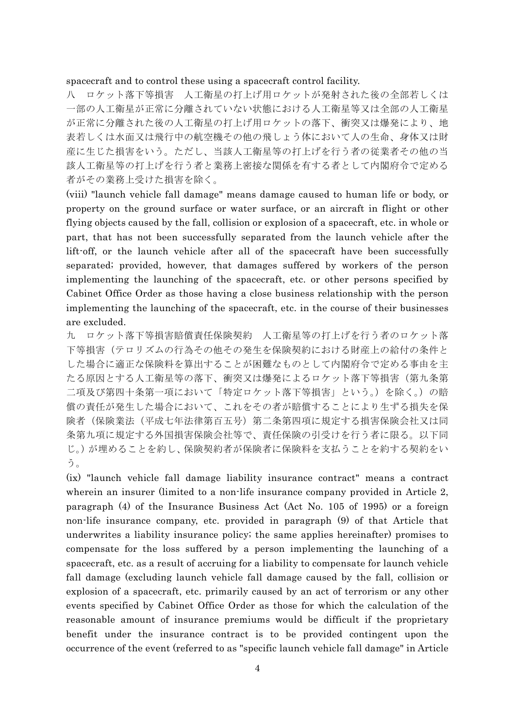spacecraft and to control these using a spacecraft control facility.

八　ロケット落下等損害　人工衛星の打上げ用ロケットが発射された後の全部若しくは一部の人工衛星が正常に分離されていない状態における人工衛星等又は全部の人工衛星が正常に分離された後の人工衛星の打上げ用ロケットの落下、衝突又は爆発により、地表若しくは水面又は飛行中の航空機その他の飛しょう体において人の生命、身体又は財産に生じた損害をいう。ただし、当該人工衛星等の打上げを行う者の従業者その他の当該人工衛星等の打上げを行う者と業務上密接な関係を有する者として内閣府令で定める者がその業務上受けた損害を除く。

(viii) "launch vehicle fall damage" means damage caused to human life or body, or property on the ground surface or water surface, or an aircraft in flight or other flying objects caused by the fall, collision or explosion of a spacecraft, etc. in whole or part, that has not been successfully separated from the launch vehicle after the lift-off, or the launch vehicle after all of the spacecraft have been successfully separated; provided, however, that damages suffered by workers of the person implementing the launching of the spacecraft, etc. or other persons specified by Cabinet Office Order as those having a close business relationship with the person implementing the launching of the spacecraft, etc. in the course of their businesses are excluded.

九　ロケット落下等損害賠償責任保険契約　人工衛星等の打上げを行う者のロケット落下等損害（テロリズムの行為その他その発生を保険契約における財産上の給付の条件とした場合に適正な保険料を算出することが困難なものとして内閣府令で定める事由を主たる原因とする人工衛星等の落下、衝突又は爆発によるロケット落下等損害（第九条第二項及び第四十条第一項において「特定ロケット落下等損害」という。）を除く。）の賠償の責任が発生した場合において、これをその者が賠償することにより生ずる損失を保険者（保険業法（平成七年法律第百五号）第二条第四項に規定する損害保険会社又は同条第九項に規定する外国損害保険会社等で、責任保険の引受けを行う者に限る。以下同じ。）が埋めることを約し、保険契約者が保険者に保険料を支払うことを約する契約をいう。

(ix) "launch vehicle fall damage liability insurance contract" means a contract wherein an insurer (limited to a non-life insurance company provided in Article 2, paragraph (4) of the Insurance Business Act (Act No. 105 of 1995) or a foreign non-life insurance company, etc. provided in paragraph (9) of that Article that underwrites a liability insurance policy; the same applies hereinafter) promises to compensate for the loss suffered by a person implementing the launching of a spacecraft, etc. as a result of accruing for a liability to compensate for launch vehicle fall damage (excluding launch vehicle fall damage caused by the fall, collision or explosion of a spacecraft, etc. primarily caused by an act of terrorism or any other events specified by Cabinet Office Order as those for which the calculation of the reasonable amount of insurance premiums would be difficult if the proprietary benefit under the insurance contract is to be provided contingent upon the occurrence of the event (referred to as "specific launch vehicle fall damage" in Article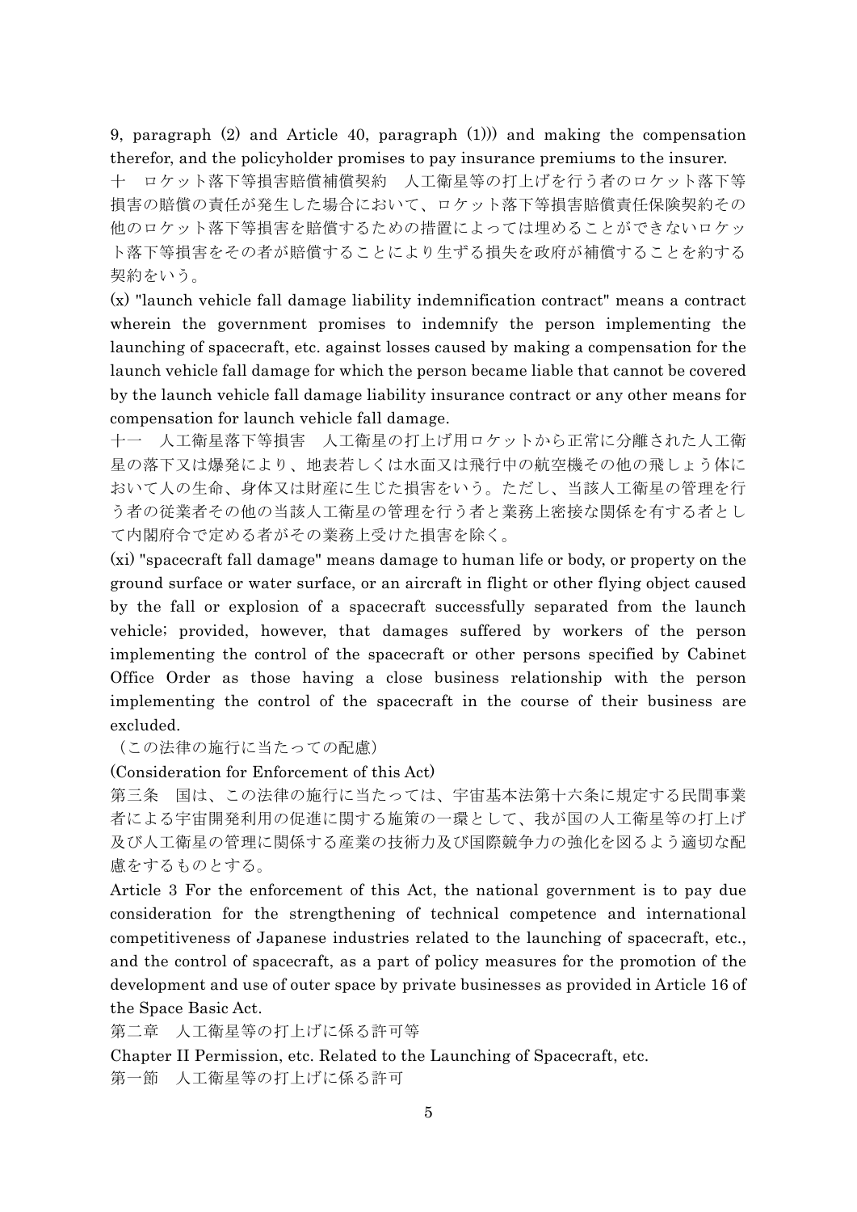9, paragraph (2) and Article 40, paragraph (1))) and making the compensation therefor, and the policyholder promises to pay insurance premiums to the insurer.

十　ロケット落下等損害賠償補償契約　人工衛星等の打上げを行う者のロケット落下等損害の賠償の責任が発生した場合において、ロケット落下等損害賠償責任保険契約その他のロケット落下等損害を賠償するための措置によっては埋めることができないロケット落下等損害をその者が賠償することにより生ずる損失を政府が補償することを約する契約をいう。

(x) "launch vehicle fall damage liability indemnification contract" means a contract wherein the government promises to indemnify the person implementing the launching of spacecraft, etc. against losses caused by making a compensation for the launch vehicle fall damage for which the person became liable that cannot be covered by the launch vehicle fall damage liability insurance contract or any other means for compensation for launch vehicle fall damage.

十一　人工衛星落下等損害　人工衛星の打上げ用ロケットから正常に分離された人工衛星の落下又は爆発により、地表若しくは水面又は飛行中の航空機その他の飛しょう体において人の生命、身体又は財産に生じた損害をいう。ただし、当該人工衛星の管理を行う者の従業者その他の当該人工衛星の管理を行う者と業務上密接な関係を有する者として内閣府令で定める者がその業務上受けた損害を除く。

(xi) "spacecraft fall damage" means damage to human life or body, or property on the ground surface or water surface, or an aircraft in flight or other flying object caused by the fall or explosion of a spacecraft successfully separated from the launch vehicle; provided, however, that damages suffered by workers of the person implementing the control of the spacecraft or other persons specified by Cabinet Office Order as those having a close business relationship with the person implementing the control of the spacecraft in the course of their business are excluded.

（この法律の施行に当たっての配慮）

(Consideration for Enforcement of this Act)

第三条　国は、この法律の施行に当たっては、宇宙基本法第十六条に規定する民間事業者による宇宙開発利用の促進に関する施策の一環として、我が国の人工衛星等の打上げ及び人工衛星の管理に関係する産業の技術力及び国際競争力の強化を図るよう適切な配慮をするものとする。

Article 3 For the enforcement of this Act, the national government is to pay due consideration for the strengthening of technical competence and international competitiveness of Japanese industries related to the launching of spacecraft, etc., and the control of spacecraft, as a part of policy measures for the promotion of the development and use of outer space by private businesses as provided in Article 16 of the Space Basic Act.

## 第二章　人工衛星等の打上げに係る許可等

## Chapter II Permission, etc. Related to the Launching of Spacecraft, etc.

### 第一節　人工衛星等の打上げに係る許可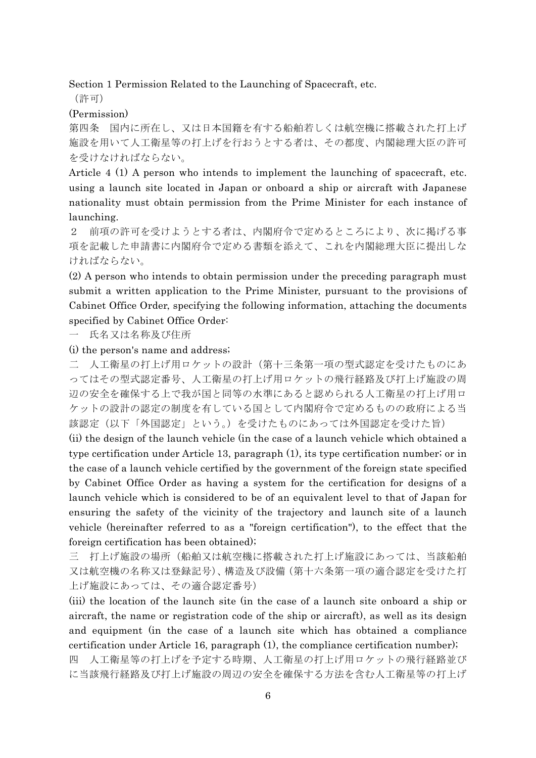Section 1 Permission Related to the Launching of Spacecraft, etc.

（許可）

(Permission)

第四条　国内に所在し、又は日本国籍を有する船舶若しくは航空機に搭載された打上げ施設を用いて人工衛星等の打上げを行おうとする者は、その都度、内閣総理大臣の許可を受けなければならない。

Article 4 (1) A person who intends to implement the launching of spacecraft, etc. using a launch site located in Japan or onboard a ship or aircraft with Japanese nationality must obtain permission from the Prime Minister for each instance of launching.

２　前項の許可を受けようとする者は、内閣府令で定めるところにより、次に掲げる事項を記載した申請書に内閣府令で定める書類を添えて、これを内閣総理大臣に提出しなければならない。

(2) A person who intends to obtain permission under the preceding paragraph must submit a written application to the Prime Minister, pursuant to the provisions of Cabinet Office Order, specifying the following information, attaching the documents specified by Cabinet Office Order:

一　氏名又は名称及び住所

(i) the person's name and address;

二　人工衛星の打上げ用ロケットの設計（第十三条第一項の型式認定を受けたものにあってはその型式認定番号、人工衛星の打上げ用ロケットの飛行経路及び打上げ施設の周辺の安全を確保する上で我が国と同等の水準にあると認められる人工衛星の打上げ用ロケットの設計の認定の制度を有している国として内閣府令で定めるものの政府による当該認定（以下「外国認定」という。）を受けたものにあっては外国認定を受けた旨）

(ii) the design of the launch vehicle (in the case of a launch vehicle which obtained a type certification under Article 13, paragraph (1), its type certification number; or in the case of a launch vehicle certified by the government of the foreign state specified by Cabinet Office Order as having a system for the certification for designs of a launch vehicle which is considered to be of an equivalent level to that of Japan for ensuring the safety of the vicinity of the trajectory and launch site of a launch vehicle (hereinafter referred to as a "foreign certification"), to the effect that the foreign certification has been obtained);

三　打上げ施設の場所（船舶又は航空機に搭載された打上げ施設にあっては、当該船舶又は航空機の名称又は登録記号）、構造及び設備（第十六条第一項の適合認定を受けた打上げ施設にあっては、その適合認定番号）

(iii) the location of the launch site (in the case of a launch site onboard a ship or aircraft, the name or registration code of the ship or aircraft), as well as its design and equipment (in the case of a launch site which has obtained a compliance certification under Article 16, paragraph (1), the compliance certification number);

四　人工衛星等の打上げを予定する時期、人工衛星の打上げ用ロケットの飛行経路並びに当該飛行経路及び打上げ施設の周辺の安全を確保する方法を含む人工衛星等の打上げ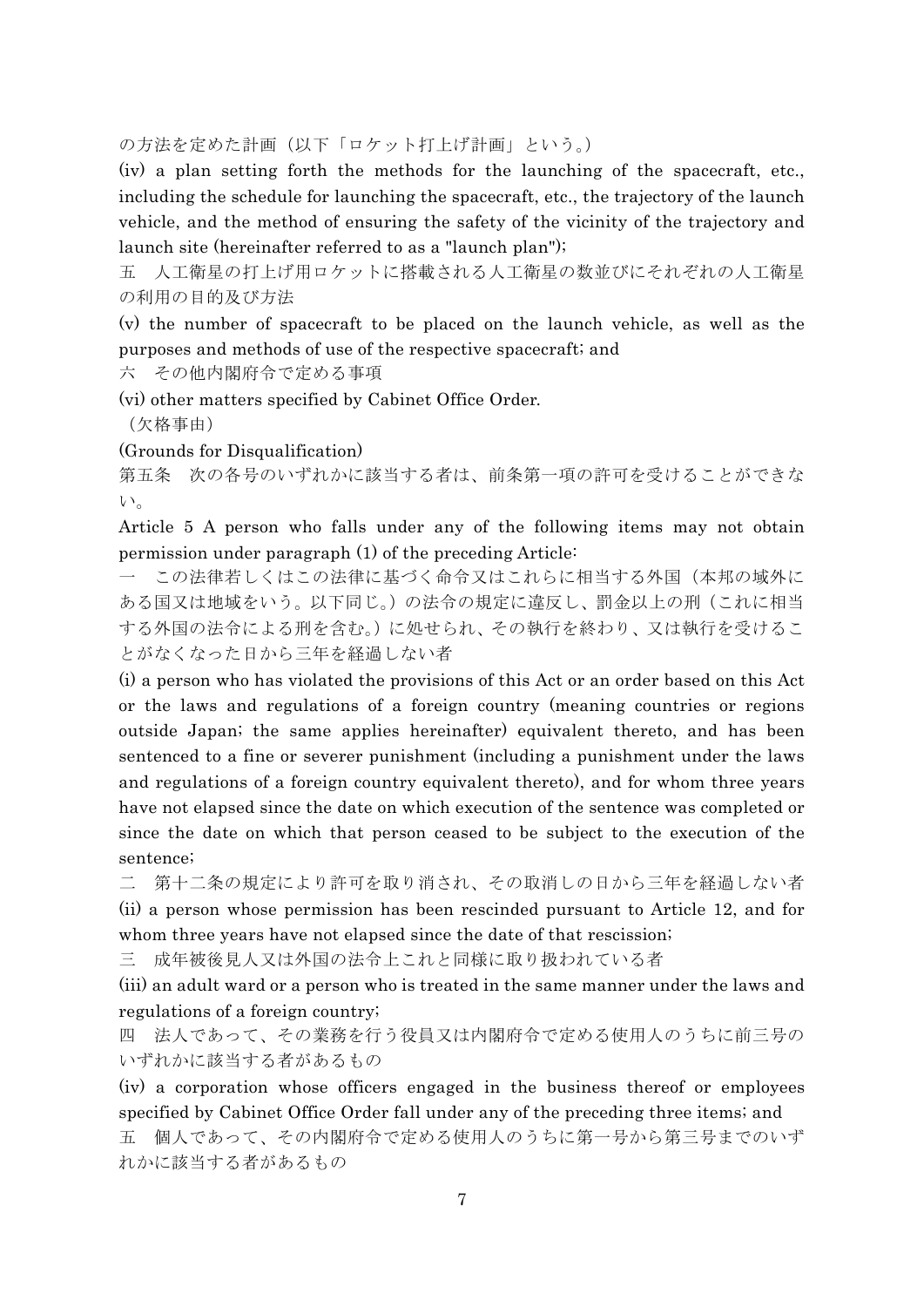の方法を定めた計画（以下「ロケット打上げ計画」という。）

(iv) a plan setting forth the methods for the launching of the spacecraft, etc., including the schedule for launching the spacecraft, etc., the trajectory of the launch vehicle, and the method of ensuring the safety of the vicinity of the trajectory and launch site (hereinafter referred to as a "launch plan");

五　人工衛星の打上げ用ロケットに搭載される人工衛星の数並びにそれぞれの人工衛星の利用の目的及び方法

(v) the number of spacecraft to be placed on the launch vehicle, as well as the purposes and methods of use of the respective spacecraft; and

六　その他内閣府令で定める事項

(vi) other matters specified by Cabinet Office Order.

（欠格事由）

(Grounds for Disqualification)

第五条　次の各号のいずれかに該当する者は、前条第一項の許可を受けることができない。

Article 5 A person who falls under any of the following items may not obtain permission under paragraph (1) of the preceding Article:

一　この法律若しくはこの法律に基づく命令又はこれらに相当する外国（本邦の域外にある国又は地域をいう。以下同じ。）の法令の規定に違反し、罰金以上の刑（これに相当する外国の法令による刑を含む。）に処せられ、その執行を終わり、又は執行を受けることがなくなった日から三年を経過しない者

(i) a person who has violated the provisions of this Act or an order based on this Act or the laws and regulations of a foreign country (meaning countries or regions outside Japan; the same applies hereinafter) equivalent thereto, and has been sentenced to a fine or severer punishment (including a punishment under the laws and regulations of a foreign country equivalent thereto), and for whom three years have not elapsed since the date on which execution of the sentence was completed or since the date on which that person ceased to be subject to the execution of the sentence;

二　第十二条の規定により許可を取り消され、その取消しの日から三年を経過しない者

(ii) a person whose permission has been rescinded pursuant to Article 12, and for whom three years have not elapsed since the date of that rescission;

三　成年被後見人又は外国の法令上これと同様に取り扱われている者

(iii) an adult ward or a person who is treated in the same manner under the laws and regulations of a foreign country;

四　法人であって、その業務を行う役員又は内閣府令で定める使用人のうちに前三号のいずれかに該当する者があるもの

(iv) a corporation whose officers engaged in the business thereof or employees specified by Cabinet Office Order fall under any of the preceding three items; and

五　個人であって、その内閣府令で定める使用人のうちに第一号から第三号までのいずれかに該当する者があるもの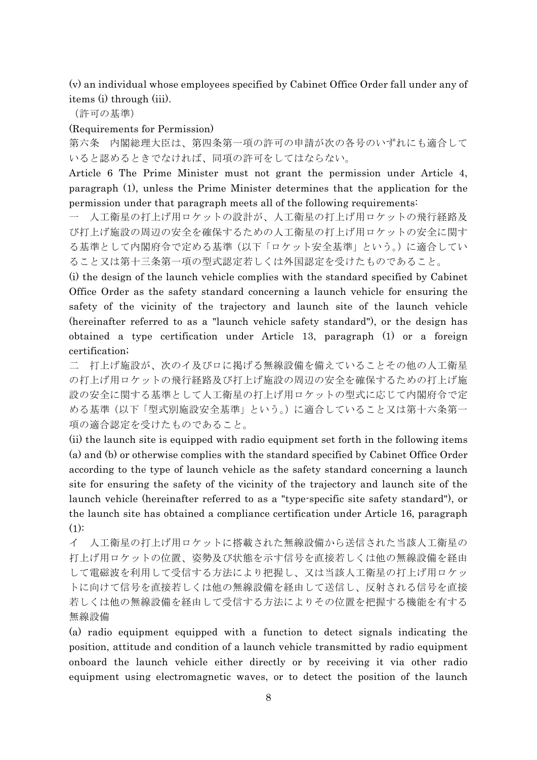(v) an individual whose employees specified by Cabinet Office Order fall under any of items (i) through (iii).

（許可の基準）

(Requirements for Permission)

第六条　内閣総理大臣は、第四条第一項の許可の申請が次の各号のいずれにも適合していると認めるときでなければ、同項の許可をしてはならない。

Article 6 The Prime Minister must not grant the permission under Article 4, paragraph (1), unless the Prime Minister determines that the application for the permission under that paragraph meets all of the following requirements:

一　人工衛星の打上げ用ロケットの設計が、人工衛星の打上げ用ロケットの飛行経路及び打上げ施設の周辺の安全を確保するための人工衛星の打上げ用ロケットの安全に関する基準として内閣府令で定める基準（以下「ロケット安全基準」という。）に適合していること又は第十三条第一項の型式認定若しくは外国認定を受けたものであること。

(i) the design of the launch vehicle complies with the standard specified by Cabinet Office Order as the safety standard concerning a launch vehicle for ensuring the safety of the vicinity of the trajectory and launch site of the launch vehicle (hereinafter referred to as a "launch vehicle safety standard"), or the design has obtained a type certification under Article 13, paragraph (1) or a foreign certification;

二　打上げ施設が、次のイ及びロに掲げる無線設備を備えていることその他の人工衛星の打上げ用ロケットの飛行経路及び打上げ施設の周辺の安全を確保するための打上げ施設の安全に関する基準として人工衛星の打上げ用ロケットの型式に応じて内閣府令で定める基準（以下「型式別施設安全基準」という。）に適合していること又は第十六条第一項の適合認定を受けたものであること。

(ii) the launch site is equipped with radio equipment set forth in the following items (a) and (b) or otherwise complies with the standard specified by Cabinet Office Order according to the type of launch vehicle as the safety standard concerning a launch site for ensuring the safety of the vicinity of the trajectory and launch site of the launch vehicle (hereinafter referred to as a "type-specific site safety standard"), or the launch site has obtained a compliance certification under Article 16, paragraph (1):

イ　人工衛星の打上げ用ロケットに搭載された無線設備から送信された当該人工衛星の打上げ用ロケットの位置、姿勢及び状態を示す信号を直接若しくは他の無線設備を経由して電磁波を利用して受信する方法により把握し、又は当該人工衛星の打上げ用ロケットに向けて信号を直接若しくは他の無線設備を経由して送信し、反射される信号を直接若しくは他の無線設備を経由して受信する方法によりその位置を把握する機能を有する無線設備

(a) radio equipment equipped with a function to detect signals indicating the position, attitude and condition of a launch vehicle transmitted by radio equipment onboard the launch vehicle either directly or by receiving it via other radio equipment using electromagnetic waves, or to detect the position of the launch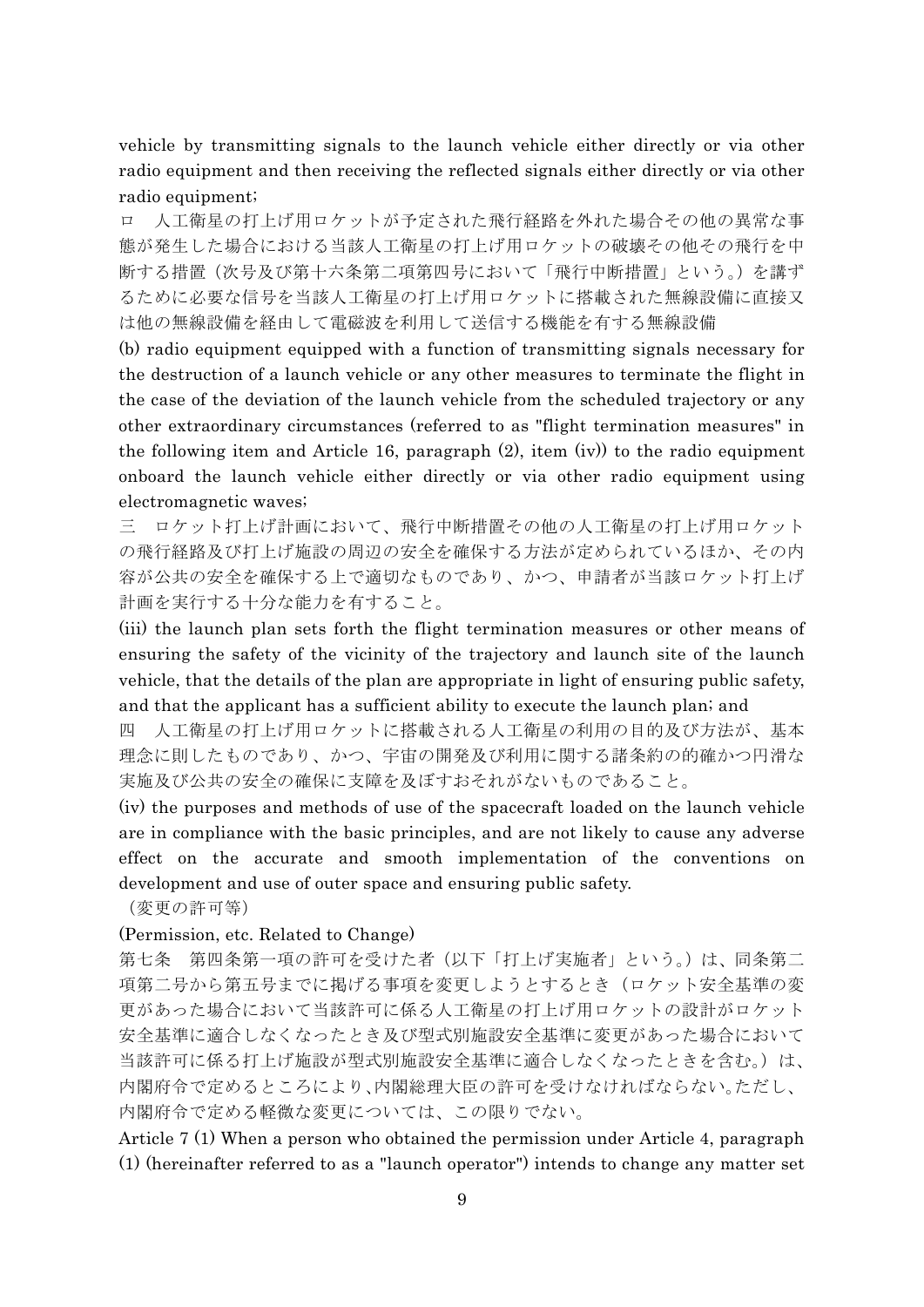vehicle by transmitting signals to the launch vehicle either directly or via other radio equipment and then receiving the reflected signals either directly or via other radio equipment;

ロ　人工衛星の打上げ用ロケットが予定された飛行経路を外れた場合その他の異常な事態が発生した場合における当該人工衛星の打上げ用ロケットの破壊その他その飛行を中断する措置（次号及び第十六条第二項第四号において「飛行中断措置」という。）を講ずるために必要な信号を当該人工衛星の打上げ用ロケットに搭載された無線設備に直接又は他の無線設備を経由して電磁波を利用して送信する機能を有する無線設備

(b) radio equipment equipped with a function of transmitting signals necessary for the destruction of a launch vehicle or any other measures to terminate the flight in the case of the deviation of the launch vehicle from the scheduled trajectory or any other extraordinary circumstances (referred to as "flight termination measures" in the following item and Article 16, paragraph (2), item (iv)) to the radio equipment onboard the launch vehicle either directly or via other radio equipment using electromagnetic waves;

三　ロケット打上げ計画において、飛行中断措置その他の人工衛星の打上げ用ロケットの飛行経路及び打上げ施設の周辺の安全を確保する方法が定められているほか、その内容が公共の安全を確保する上で適切なものであり、かつ、申請者が当該ロケット打上げ計画を実行する十分な能力を有すること。

(iii) the launch plan sets forth the flight termination measures or other means of ensuring the safety of the vicinity of the trajectory and launch site of the launch vehicle, that the details of the plan are appropriate in light of ensuring public safety, and that the applicant has a sufficient ability to execute the launch plan; and

四　人工衛星の打上げ用ロケットに搭載される人工衛星の利用の目的及び方法が、基本理念に則したものであり、かつ、宇宙の開発及び利用に関する諸条約の的確かつ円滑な実施及び公共の安全の確保に支障を及ぼすおそれがないものであること。

(iv) the purposes and methods of use of the spacecraft loaded on the launch vehicle are in compliance with the basic principles, and are not likely to cause any adverse effect on the accurate and smooth implementation of the conventions on development and use of outer space and ensuring public safety.

（変更の許可等）

(Permission, etc. Related to Change)

第七条　第四条第一項の許可を受けた者（以下「打上げ実施者」という。）は、同条第二項第二号から第五号までに掲げる事項を変更しようとするとき（ロケット安全基準の変更があった場合において当該許可に係る人工衛星の打上げ用ロケットの設計がロケット安全基準に適合しなくなったとき及び型式別施設安全基準に変更があった場合において当該許可に係る打上げ施設が型式別施設安全基準に適合しなくなったときを含む。）は、内閣府令で定めるところにより、内閣総理大臣の許可を受けなければならない。ただし、内閣府令で定める軽微な変更については、この限りでない。

Article 7 (1) When a person who obtained the permission under Article 4, paragraph (1) (hereinafter referred to as a "launch operator") intends to change any matter set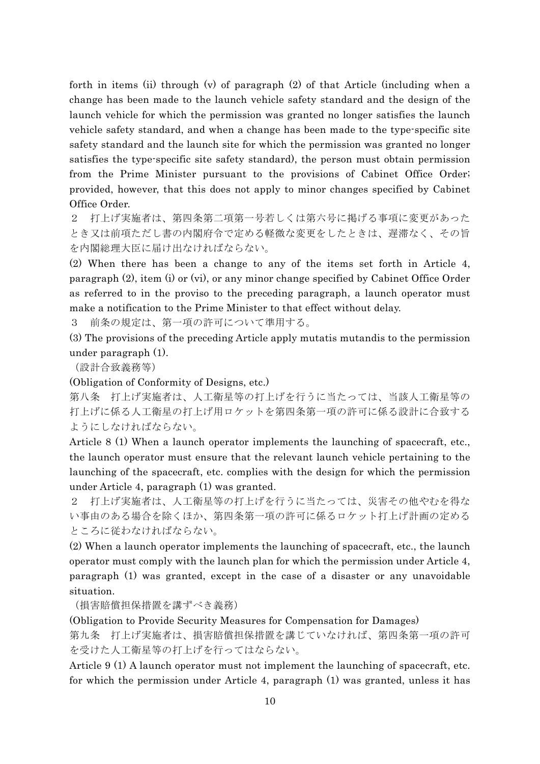forth in items (ii) through (v) of paragraph (2) of that Article (including when a change has been made to the launch vehicle safety standard and the design of the launch vehicle for which the permission was granted no longer satisfies the launch vehicle safety standard, and when a change has been made to the type-specific site safety standard and the launch site for which the permission was granted no longer satisfies the type-specific site safety standard), the person must obtain permission from the Prime Minister pursuant to the provisions of Cabinet Office Order; provided, however, that this does not apply to minor changes specified by Cabinet Office Order.

２　打上げ実施者は、第四条第二項第一号若しくは第六号に掲げる事項に変更があったとき又は前項ただし書の内閣府令で定める軽微な変更をしたときは、遅滞なく、その旨を内閣総理大臣に届け出なければならない。

(2) When there has been a change to any of the items set forth in Article 4, paragraph (2), item (i) or (vi), or any minor change specified by Cabinet Office Order as referred to in the proviso to the preceding paragraph, a launch operator must make a notification to the Prime Minister to that effect without delay.

３　前条の規定は、第一項の許可について準用する。

(3) The provisions of the preceding Article apply mutatis mutandis to the permission under paragraph (1).

（設計合致義務等）

(Obligation of Conformity of Designs, etc.)

第八条　打上げ実施者は、人工衛星等の打上げを行うに当たっては、当該人工衛星等の打上げに係る人工衛星の打上げ用ロケットを第四条第一項の許可に係る設計に合致するようにしなければならない。

Article 8 (1) When a launch operator implements the launching of spacecraft, etc., the launch operator must ensure that the relevant launch vehicle pertaining to the launching of the spacecraft, etc. complies with the design for which the permission under Article 4, paragraph (1) was granted.

２　打上げ実施者は、人工衛星等の打上げを行うに当たっては、災害その他やむを得ない事由のある場合を除くほか、第四条第一項の許可に係るロケット打上げ計画の定めるところに従わなければならない。

(2) When a launch operator implements the launching of spacecraft, etc., the launch operator must comply with the launch plan for which the permission under Article 4, paragraph (1) was granted, except in the case of a disaster or any unavoidable situation.

（損害賠償担保措置を講ずべき義務）

(Obligation to Provide Security Measures for Compensation for Damages)

第九条　打上げ実施者は、損害賠償担保措置を講じていなければ、第四条第一項の許可を受けた人工衛星等の打上げを行ってはならない。

Article 9 (1) A launch operator must not implement the launching of spacecraft, etc. for which the permission under Article 4, paragraph (1) was granted, unless it has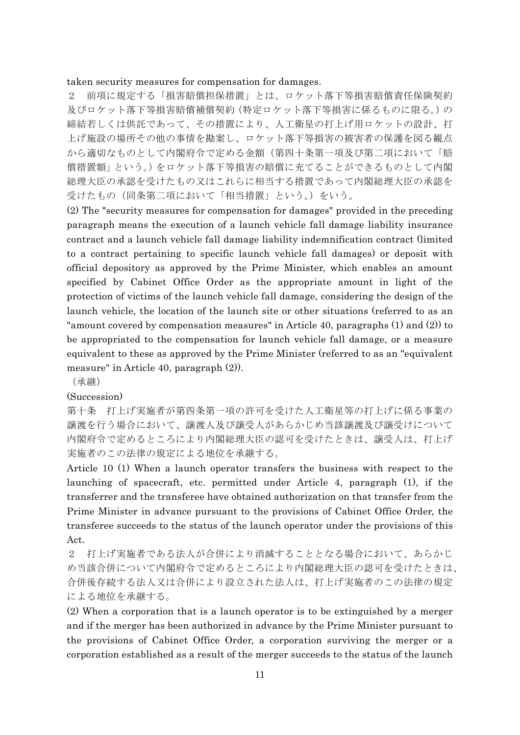taken security measures for compensation for damages.

２　前項に規定する「損害賠償担保措置」とは、ロケット落下等損害賠償責任保険契約及びロケット落下等損害賠償補償契約（特定ロケット落下等損害に係るものに限る。）の締結若しくは供託であって、その措置により、人工衛星の打上げ用ロケットの設計、打上げ施設の場所その他の事情を勘案し、ロケット落下等損害の被害者の保護を図る観点から適切なものとして内閣府令で定める金額（第四十条第一項及び第二項において「賠償措置額」という。）をロケット落下等損害の賠償に充てることができるものとして内閣総理大臣の承認を受けたもの又はこれらに相当する措置であって内閣総理大臣の承認を受けたもの（同条第二項において「相当措置」という。）をいう。

(2) The "security measures for compensation for damages" provided in the preceding paragraph means the execution of a launch vehicle fall damage liability insurance contract and a launch vehicle fall damage liability indemnification contract (limited to a contract pertaining to specific launch vehicle fall damages) or deposit with official depository as approved by the Prime Minister, which enables an amount specified by Cabinet Office Order as the appropriate amount in light of the protection of victims of the launch vehicle fall damage, considering the design of the launch vehicle, the location of the launch site or other situations (referred to as an "amount covered by compensation measures" in Article 40, paragraphs (1) and (2)) to be appropriated to the compensation for launch vehicle fall damage, or a measure equivalent to these as approved by the Prime Minister (referred to as an "equivalent measure" in Article 40, paragraph (2)).

（承継）

(Succession)

第十条　打上げ実施者が第四条第一項の許可を受けた人工衛星等の打上げに係る事業の譲渡を行う場合において、譲渡人及び譲受人があらかじめ当該譲渡及び譲受けについて内閣府令で定めるところにより内閣総理大臣の認可を受けたときは、譲受人は、打上げ実施者のこの法律の規定による地位を承継する。

Article 10 (1) When a launch operator transfers the business with respect to the launching of spacecraft, etc. permitted under Article 4, paragraph (1), if the transferrer and the transferee have obtained authorization on that transfer from the Prime Minister in advance pursuant to the provisions of Cabinet Office Order, the transferee succeeds to the status of the launch operator under the provisions of this Act.

２　打上げ実施者である法人が合併により消滅することとなる場合において、あらかじめ当該合併について内閣府令で定めるところにより内閣総理大臣の認可を受けたときは、合併後存続する法人又は合併により設立された法人は、打上げ実施者のこの法律の規定による地位を承継する。

(2) When a corporation that is a launch operator is to be extinguished by a merger and if the merger has been authorized in advance by the Prime Minister pursuant to the provisions of Cabinet Office Order, a corporation surviving the merger or a corporation established as a result of the merger succeeds to the status of the launch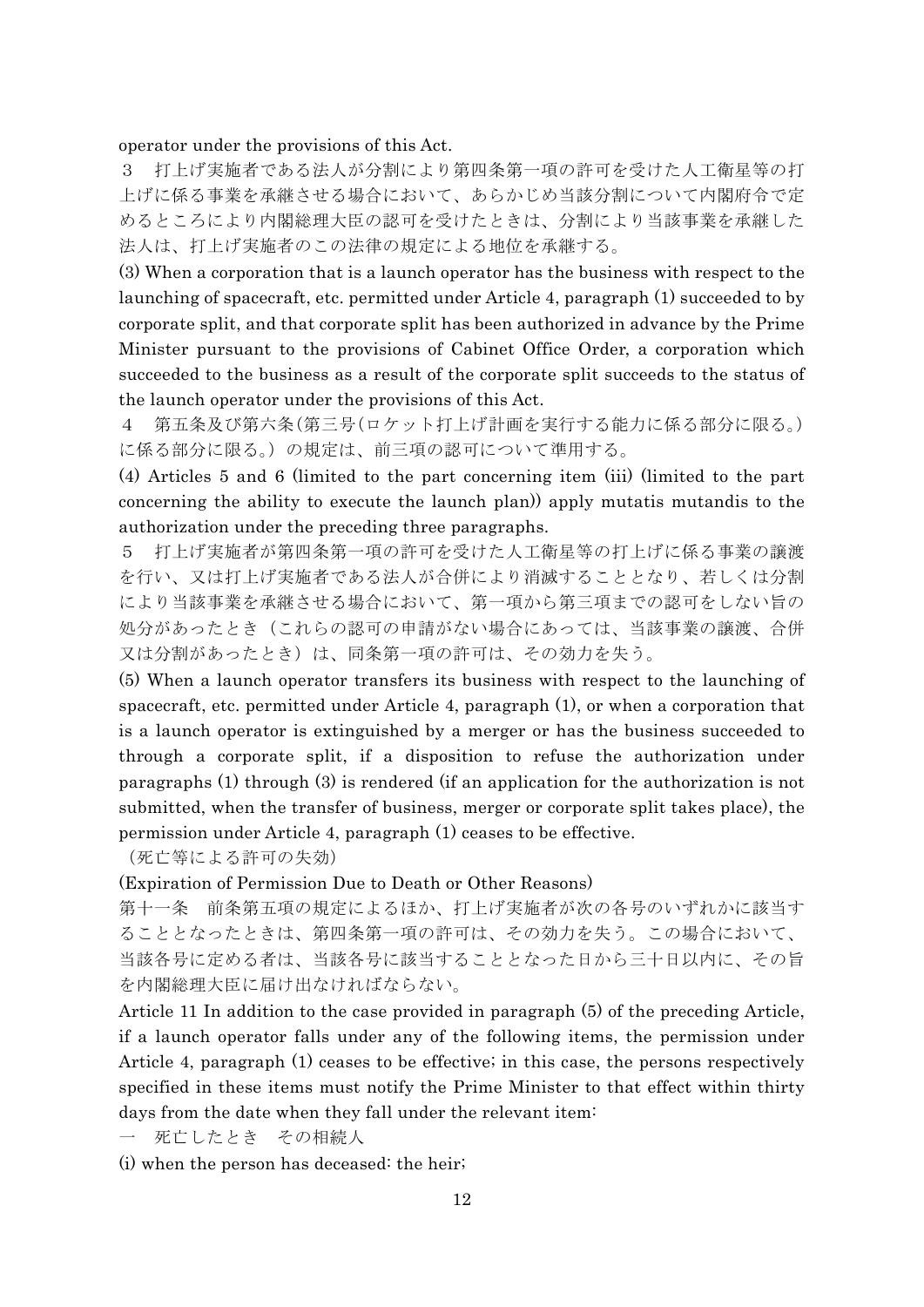operator under the provisions of this Act.

３　打上げ実施者である法人が分割により第四条第一項の許可を受けた人工衛星等の打上げに係る事業を承継させる場合において、あらかじめ当該分割について内閣府令で定めるところにより内閣総理大臣の認可を受けたときは、分割により当該事業を承継した法人は、打上げ実施者のこの法律の規定による地位を承継する。

(3) When a corporation that is a launch operator has the business with respect to the launching of spacecraft, etc. permitted under Article 4, paragraph (1) succeeded to by corporate split, and that corporate split has been authorized in advance by the Prime Minister pursuant to the provisions of Cabinet Office Order, a corporation which succeeded to the business as a result of the corporate split succeeds to the status of the launch operator under the provisions of this Act.

４　第五条及び第六条（第三号（ロケット打上げ計画を実行する能力に係る部分に限る。）に係る部分に限る。）の規定は、前三項の認可について準用する。

(4) Articles 5 and 6 (limited to the part concerning item (iii) (limited to the part concerning the ability to execute the launch plan)) apply mutatis mutandis to the authorization under the preceding three paragraphs.

５　打上げ実施者が第四条第一項の許可を受けた人工衛星等の打上げに係る事業の譲渡を行い、又は打上げ実施者である法人が合併により消滅することとなり、若しくは分割により当該事業を承継させる場合において、第一項から第三項までの認可をしない旨の処分があったとき（これらの認可の申請がない場合にあっては、当該事業の譲渡、合併又は分割があったとき）は、同条第一項の許可は、その効力を失う。

(5) When a launch operator transfers its business with respect to the launching of spacecraft, etc. permitted under Article 4, paragraph (1), or when a corporation that is a launch operator is extinguished by a merger or has the business succeeded to through a corporate split, if a disposition to refuse the authorization under paragraphs (1) through (3) is rendered (if an application for the authorization is not submitted, when the transfer of business, merger or corporate split takes place), the permission under Article 4, paragraph (1) ceases to be effective.

（死亡等による許可の失効）

(Expiration of Permission Due to Death or Other Reasons)

第十一条　前条第五項の規定によるほか、打上げ実施者が次の各号のいずれかに該当することとなったときは、第四条第一項の許可は、その効力を失う。この場合において、当該各号に定める者は、当該各号に該当することとなった日から三十日以内に、その旨を内閣総理大臣に届け出なければならない。

Article 11 In addition to the case provided in paragraph (5) of the preceding Article, if a launch operator falls under any of the following items, the permission under Article 4, paragraph (1) ceases to be effective; in this case, the persons respectively specified in these items must notify the Prime Minister to that effect within thirty days from the date when they fall under the relevant item:

一　死亡したとき　その相続人

(i) when the person has deceased: the heir;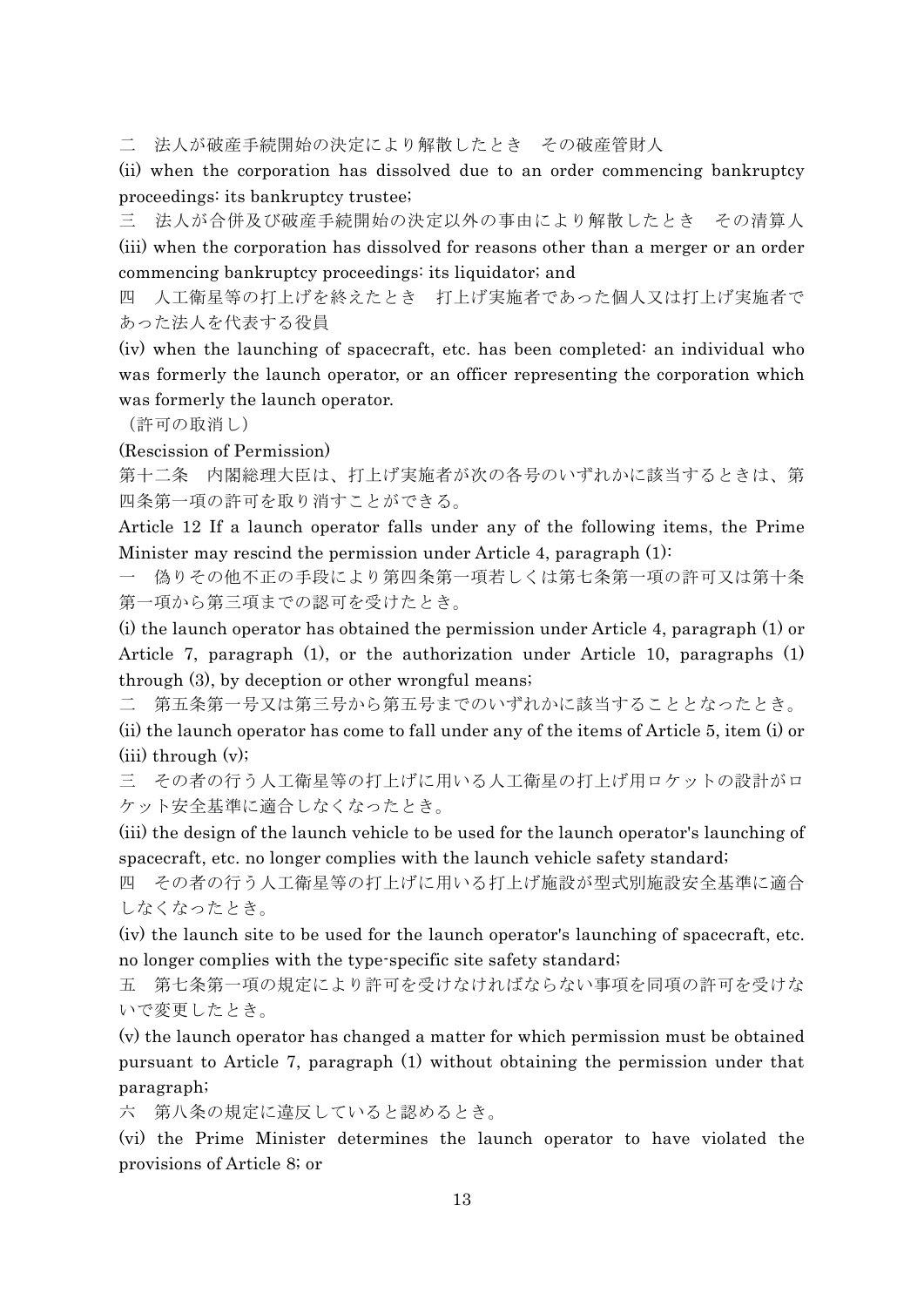二　法人が破産手続開始の決定により解散したとき　その破産管財人

(ii) when the corporation has dissolved due to an order commencing bankruptcy proceedings: its bankruptcy trustee;

三　法人が合併及び破産手続開始の決定以外の事由により解散したとき　その清算人

(iii) when the corporation has dissolved for reasons other than a merger or an order commencing bankruptcy proceedings: its liquidator; and

四　人工衛星等の打上げを終えたとき　打上げ実施者であった個人又は打上げ実施者であった法人を代表する役員

(iv) when the launching of spacecraft, etc. has been completed: an individual who was formerly the launch operator, or an officer representing the corporation which was formerly the launch operator.

（許可の取消し）

(Rescission of Permission)

第十二条　内閣総理大臣は、打上げ実施者が次の各号のいずれかに該当するときは、第四条第一項の許可を取り消すことができる。

Article 12 If a launch operator falls under any of the following items, the Prime Minister may rescind the permission under Article 4, paragraph (1):

一　偽りその他不正の手段により第四条第一項若しくは第七条第一項の許可又は第十条第一項から第三項までの認可を受けたとき。

(i) the launch operator has obtained the permission under Article 4, paragraph (1) or Article 7, paragraph (1), or the authorization under Article 10, paragraphs (1) through (3), by deception or other wrongful means;

二　第五条第一号又は第三号から第五号までのいずれかに該当することとなったとき。

(ii) the launch operator has come to fall under any of the items of Article 5, item (i) or (iii) through (v);

三　その者の行う人工衛星等の打上げに用いる人工衛星の打上げ用ロケットの設計がロケット安全基準に適合しなくなったとき。

(iii) the design of the launch vehicle to be used for the launch operator's launching of spacecraft, etc. no longer complies with the launch vehicle safety standard;

四　その者の行う人工衛星等の打上げに用いる打上げ施設が型式別施設安全基準に適合しなくなったとき。

(iv) the launch site to be used for the launch operator's launching of spacecraft, etc. no longer complies with the type-specific site safety standard;

五　第七条第一項の規定により許可を受けなければならない事項を同項の許可を受けないで変更したとき。

(v) the launch operator has changed a matter for which permission must be obtained pursuant to Article 7, paragraph (1) without obtaining the permission under that paragraph;

六　第八条の規定に違反していると認めるとき。

(vi) the Prime Minister determines the launch operator to have violated the provisions of Article 8; or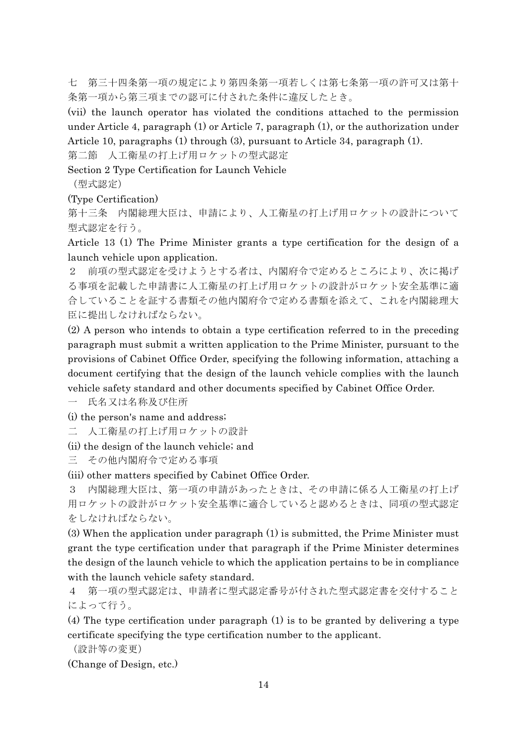七　第三十四条第一項の規定により第四条第一項若しくは第七条第一項の許可又は第十条第一項から第三項までの認可に付された条件に違反したとき。

(vii) the launch operator has violated the conditions attached to the permission under Article 4, paragraph (1) or Article 7, paragraph (1), or the authorization under Article 10, paragraphs (1) through (3), pursuant to Article 34, paragraph (1).

## 第二節　人工衛星の打上げ用ロケットの型式認定

## Section 2 Type Certification for Launch Vehicle

（型式認定）

(Type Certification)

第十三条　内閣総理大臣は、申請により、人工衛星の打上げ用ロケットの設計について型式認定を行う。

Article 13 (1) The Prime Minister grants a type certification for the design of a launch vehicle upon application.

２　前項の型式認定を受けようとする者は、内閣府令で定めるところにより、次に掲げる事項を記載した申請書に人工衛星の打上げ用ロケットの設計がロケット安全基準に適合していることを証する書類その他内閣府令で定める書類を添えて、これを内閣総理大臣に提出しなければならない。

(2) A person who intends to obtain a type certification referred to in the preceding paragraph must submit a written application to the Prime Minister, pursuant to the provisions of Cabinet Office Order, specifying the following information, attaching a document certifying that the design of the launch vehicle complies with the launch vehicle safety standard and other documents specified by Cabinet Office Order.

一　氏名又は名称及び住所

(i) the person's name and address;

二　人工衛星の打上げ用ロケットの設計

(ii) the design of the launch vehicle; and

三　その他内閣府令で定める事項

(iii) other matters specified by Cabinet Office Order.

３　内閣総理大臣は、第一項の申請があったときは、その申請に係る人工衛星の打上げ用ロケットの設計がロケット安全基準に適合していると認めるときは、同項の型式認定をしなければならない。

(3) When the application under paragraph (1) is submitted, the Prime Minister must grant the type certification under that paragraph if the Prime Minister determines the design of the launch vehicle to which the application pertains to be in compliance with the launch vehicle safety standard.

４　第一項の型式認定は、申請者に型式認定番号が付された型式認定書を交付することによって行う。

(4) The type certification under paragraph (1) is to be granted by delivering a type certificate specifying the type certification number to the applicant.

（設計等の変更）

(Change of Design, etc.)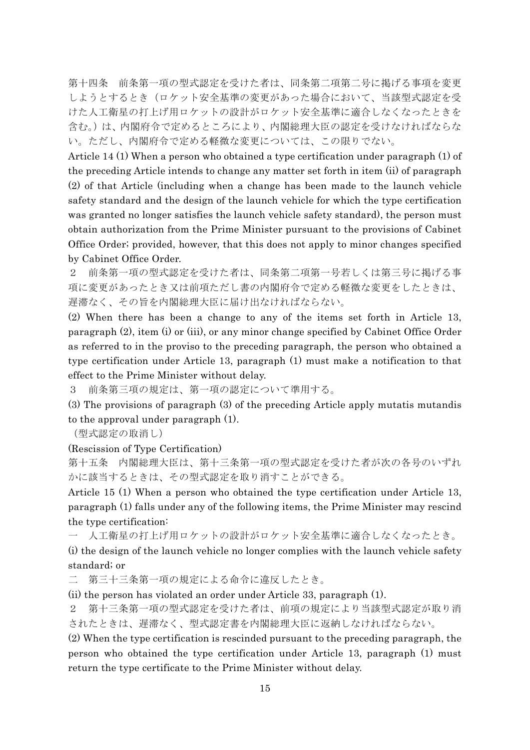第十四条　前条第一項の型式認定を受けた者は、同条第二項第二号に掲げる事項を変更しようとするとき（ロケット安全基準の変更があった場合において、当該型式認定を受けた人工衛星の打上げ用ロケットの設計がロケット安全基準に適合しなくなったときを含む。）は、内閣府令で定めるところにより、内閣総理大臣の認定を受けなければならない。ただし、内閣府令で定める軽微な変更については、この限りでない。

Article 14 (1) When a person who obtained a type certification under paragraph (1) of the preceding Article intends to change any matter set forth in item (ii) of paragraph (2) of that Article (including when a change has been made to the launch vehicle safety standard and the design of the launch vehicle for which the type certification was granted no longer satisfies the launch vehicle safety standard), the person must obtain authorization from the Prime Minister pursuant to the provisions of Cabinet Office Order; provided, however, that this does not apply to minor changes specified by Cabinet Office Order.

２　前条第一項の型式認定を受けた者は、同条第二項第一号若しくは第三号に掲げる事項に変更があったとき又は前項ただし書の内閣府令で定める軽微な変更をしたときは、遅滞なく、その旨を内閣総理大臣に届け出なければならない。

(2) When there has been a change to any of the items set forth in Article 13, paragraph (2), item (i) or (iii), or any minor change specified by Cabinet Office Order as referred to in the proviso to the preceding paragraph, the person who obtained a type certification under Article 13, paragraph (1) must make a notification to that effect to the Prime Minister without delay.

３　前条第三項の規定は、第一項の認定について準用する。

(3) The provisions of paragraph (3) of the preceding Article apply mutatis mutandis to the approval under paragraph (1).

（型式認定の取消し）

(Rescission of Type Certification)

第十五条　内閣総理大臣は、第十三条第一項の型式認定を受けた者が次の各号のいずれかに該当するときは、その型式認定を取り消すことができる。

Article 15 (1) When a person who obtained the type certification under Article 13, paragraph (1) falls under any of the following items, the Prime Minister may rescind the type certification:

一　人工衛星の打上げ用ロケットの設計がロケット安全基準に適合しなくなったとき。

(i) the design of the launch vehicle no longer complies with the launch vehicle safety standard; or

二　第三十三条第一項の規定による命令に違反したとき。

(ii) the person has violated an order under Article 33, paragraph (1).

２　第十三条第一項の型式認定を受けた者は、前項の規定により当該型式認定が取り消されたときは、遅滞なく、型式認定書を内閣総理大臣に返納しなければならない。

(2) When the type certification is rescinded pursuant to the preceding paragraph, the person who obtained the type certification under Article 13, paragraph (1) must return the type certificate to the Prime Minister without delay.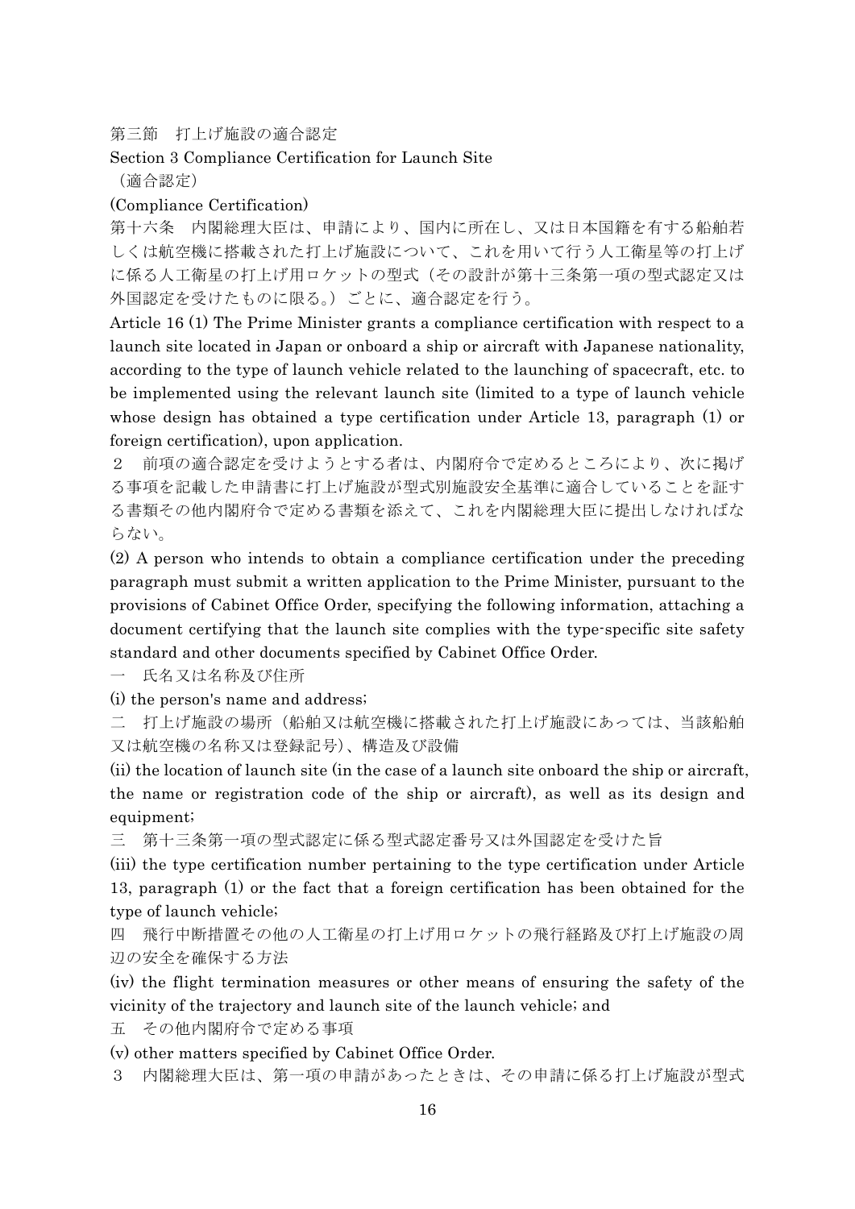### 第三節　打上げ施設の適合認定

### Section 3 Compliance Certification for Launch Site

（適合認定）

(Compliance Certification)

第十六条　内閣総理大臣は、申請により、国内に所在し、又は日本国籍を有する船舶若しくは航空機に搭載された打上げ施設について、これを用いて行う人工衛星等の打上げに係る人工衛星の打上げ用ロケットの型式（その設計が第十三条第一項の型式認定又は外国認定を受けたものに限る。）ごとに、適合認定を行う。

Article 16 (1) The Prime Minister grants a compliance certification with respect to a launch site located in Japan or onboard a ship or aircraft with Japanese nationality, according to the type of launch vehicle related to the launching of spacecraft, etc. to be implemented using the relevant launch site (limited to a type of launch vehicle whose design has obtained a type certification under Article 13, paragraph (1) or foreign certification), upon application.

２　前項の適合認定を受けようとする者は、内閣府令で定めるところにより、次に掲げる事項を記載した申請書に打上げ施設が型式別施設安全基準に適合していることを証する書類その他内閣府令で定める書類を添えて、これを内閣総理大臣に提出しなければならない。

(2) A person who intends to obtain a compliance certification under the preceding paragraph must submit a written application to the Prime Minister, pursuant to the provisions of Cabinet Office Order, specifying the following information, attaching a document certifying that the launch site complies with the type-specific site safety standard and other documents specified by Cabinet Office Order.

一　氏名又は名称及び住所

(i) the person's name and address;

二　打上げ施設の場所（船舶又は航空機に搭載された打上げ施設にあっては、当該船舶又は航空機の名称又は登録記号）、構造及び設備

(ii) the location of launch site (in the case of a launch site onboard the ship or aircraft, the name or registration code of the ship or aircraft), as well as its design and equipment;

三　第十三条第一項の型式認定に係る型式認定番号又は外国認定を受けた旨

(iii) the type certification number pertaining to the type certification under Article 13, paragraph (1) or the fact that a foreign certification has been obtained for the type of launch vehicle;

四　飛行中断措置その他の人工衛星の打上げ用ロケットの飛行経路及び打上げ施設の周辺の安全を確保する方法

(iv) the flight termination measures or other means of ensuring the safety of the vicinity of the trajectory and launch site of the launch vehicle; and

五　その他内閣府令で定める事項

(v) other matters specified by Cabinet Office Order.

３　内閣総理大臣は、第一項の申請があったときは、その申請に係る打上げ施設が型式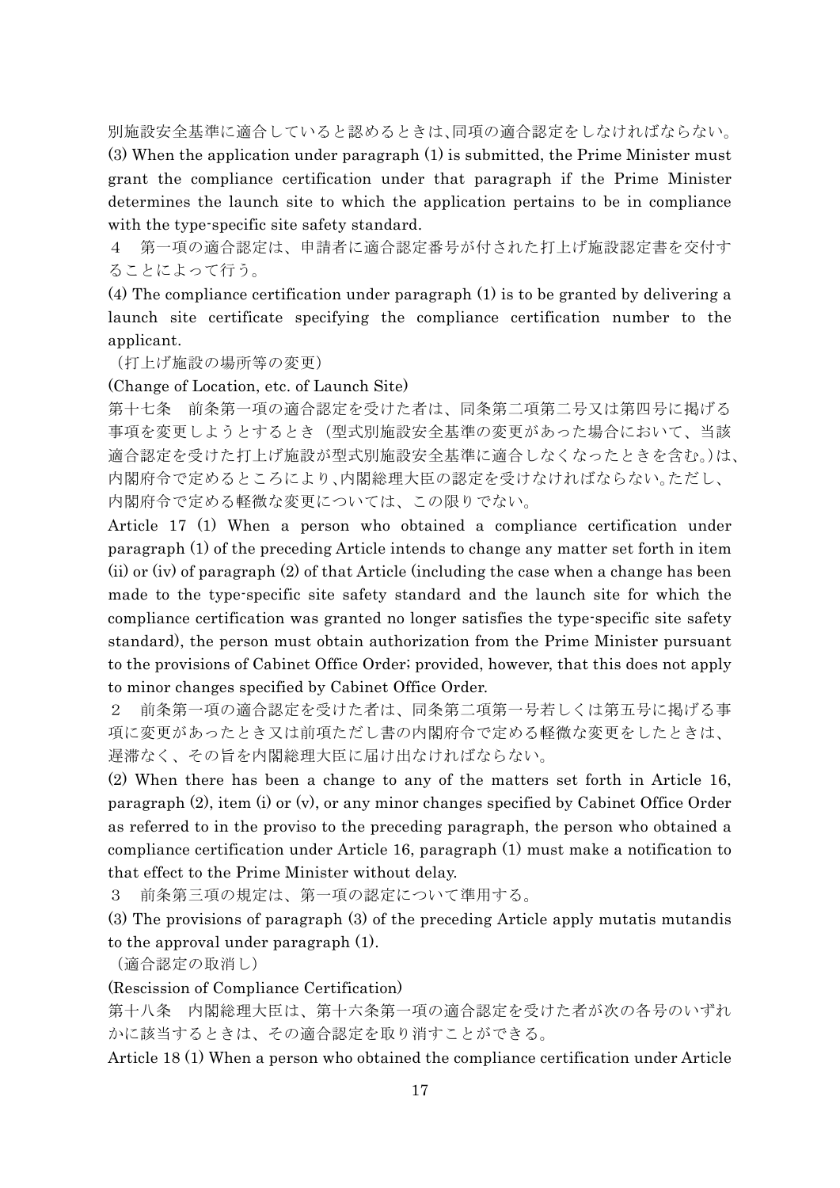別施設安全基準に適合していると認めるときは、同項の適合認定をしなければならない。

(3) When the application under paragraph (1) is submitted, the Prime Minister must grant the compliance certification under that paragraph if the Prime Minister determines the launch site to which the application pertains to be in compliance with the type-specific site safety standard.

４　第一項の適合認定は、申請者に適合認定番号が付された打上げ施設認定書を交付することによって行う。

(4) The compliance certification under paragraph (1) is to be granted by delivering a launch site certificate specifying the compliance certification number to the applicant.

（打上げ施設の場所等の変更）

(Change of Location, etc. of Launch Site)

第十七条　前条第一項の適合認定を受けた者は、同条第二項第二号又は第四号に掲げる事項を変更しようとするとき（型式別施設安全基準の変更があった場合において、当該適合認定を受けた打上げ施設が型式別施設安全基準に適合しなくなったときを含む。）は、内閣府令で定めるところにより、内閣総理大臣の認定を受けなければならない。ただし、内閣府令で定める軽微な変更については、この限りでない。

Article 17 (1) When a person who obtained a compliance certification under paragraph (1) of the preceding Article intends to change any matter set forth in item (ii) or (iv) of paragraph (2) of that Article (including the case when a change has been made to the type-specific site safety standard and the launch site for which the compliance certification was granted no longer satisfies the type-specific site safety standard), the person must obtain authorization from the Prime Minister pursuant to the provisions of Cabinet Office Order; provided, however, that this does not apply to minor changes specified by Cabinet Office Order.

２　前条第一項の適合認定を受けた者は、同条第二項第一号若しくは第五号に掲げる事項に変更があったとき又は前項ただし書の内閣府令で定める軽微な変更をしたときは、遅滞なく、その旨を内閣総理大臣に届け出なければならない。

(2) When there has been a change to any of the matters set forth in Article 16, paragraph (2), item (i) or (v), or any minor changes specified by Cabinet Office Order as referred to in the proviso to the preceding paragraph, the person who obtained a compliance certification under Article 16, paragraph (1) must make a notification to that effect to the Prime Minister without delay.

３　前条第三項の規定は、第一項の認定について準用する。

(3) The provisions of paragraph (3) of the preceding Article apply mutatis mutandis to the approval under paragraph (1).

（適合認定の取消し）

(Rescission of Compliance Certification)

第十八条　内閣総理大臣は、第十六条第一項の適合認定を受けた者が次の各号のいずれかに該当するときは、その適合認定を取り消すことができる。

Article 18 (1) When a person who obtained the compliance certification under Article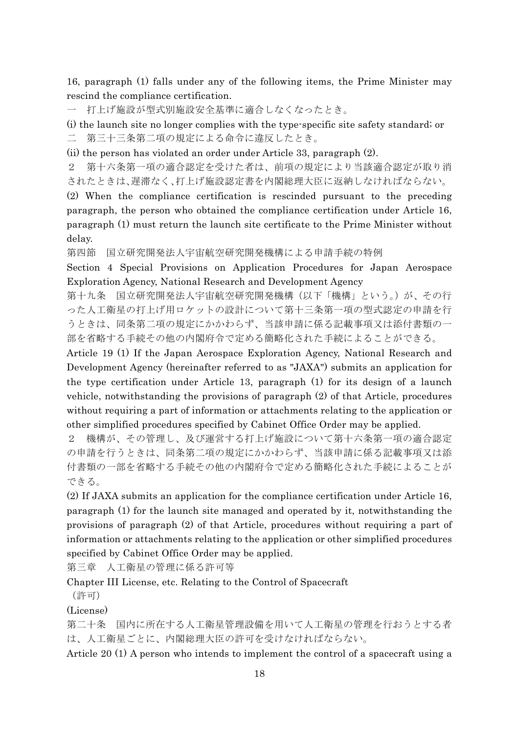16, paragraph (1) falls under any of the following items, the Prime Minister may rescind the compliance certification.

一　打上げ施設が型式別施設安全基準に適合しなくなったとき。

(i) the launch site no longer complies with the type-specific site safety standard; or

二　第三十三条第二項の規定による命令に違反したとき。

(ii) the person has violated an order under Article 33, paragraph (2).

２　第十六条第一項の適合認定を受けた者は、前項の規定により当該適合認定が取り消されたときは、遅滞なく、打上げ施設認定書を内閣総理大臣に返納しなければならない。

(2) When the compliance certification is rescinded pursuant to the preceding paragraph, the person who obtained the compliance certification under Article 16, paragraph (1) must return the launch site certificate to the Prime Minister without delay.

第四節　国立研究開発法人宇宙航空研究開発機構による申請手続の特例

Section 4 Special Provisions on Application Procedures for Japan Aerospace Exploration Agency, National Research and Development Agency

第十九条　国立研究開発法人宇宙航空研究開発機構（以下「機構」という。）が、その行った人工衛星の打上げ用ロケットの設計について第十三条第一項の型式認定の申請を行うときは、同条第二項の規定にかかわらず、当該申請に係る記載事項又は添付書類の一部を省略する手続その他の内閣府令で定める簡略化された手続によることができる。

Article 19 (1) If the Japan Aerospace Exploration Agency, National Research and Development Agency (hereinafter referred to as "JAXA") submits an application for the type certification under Article 13, paragraph (1) for its design of a launch vehicle, notwithstanding the provisions of paragraph (2) of that Article, procedures without requiring a part of information or attachments relating to the application or other simplified procedures specified by Cabinet Office Order may be applied.

２　機構が、その管理し、及び運営する打上げ施設について第十六条第一項の適合認定の申請を行うときは、同条第二項の規定にかかわらず、当該申請に係る記載事項又は添付書類の一部を省略する手続その他の内閣府令で定める簡略化された手続によることができる。

(2) If JAXA submits an application for the compliance certification under Article 16, paragraph (1) for the launch site managed and operated by it, notwithstanding the provisions of paragraph (2) of that Article, procedures without requiring a part of information or attachments relating to the application or other simplified procedures specified by Cabinet Office Order may be applied.

第三章　人工衛星の管理に係る許可等

Chapter III License, etc. Relating to the Control of Spacecraft

（許可）

(License)

第二十条　国内に所在する人工衛星管理設備を用いて人工衛星の管理を行おうとする者は、人工衛星ごとに、内閣総理大臣の許可を受けなければならない。

Article 20 (1) A person who intends to implement the control of a spacecraft using a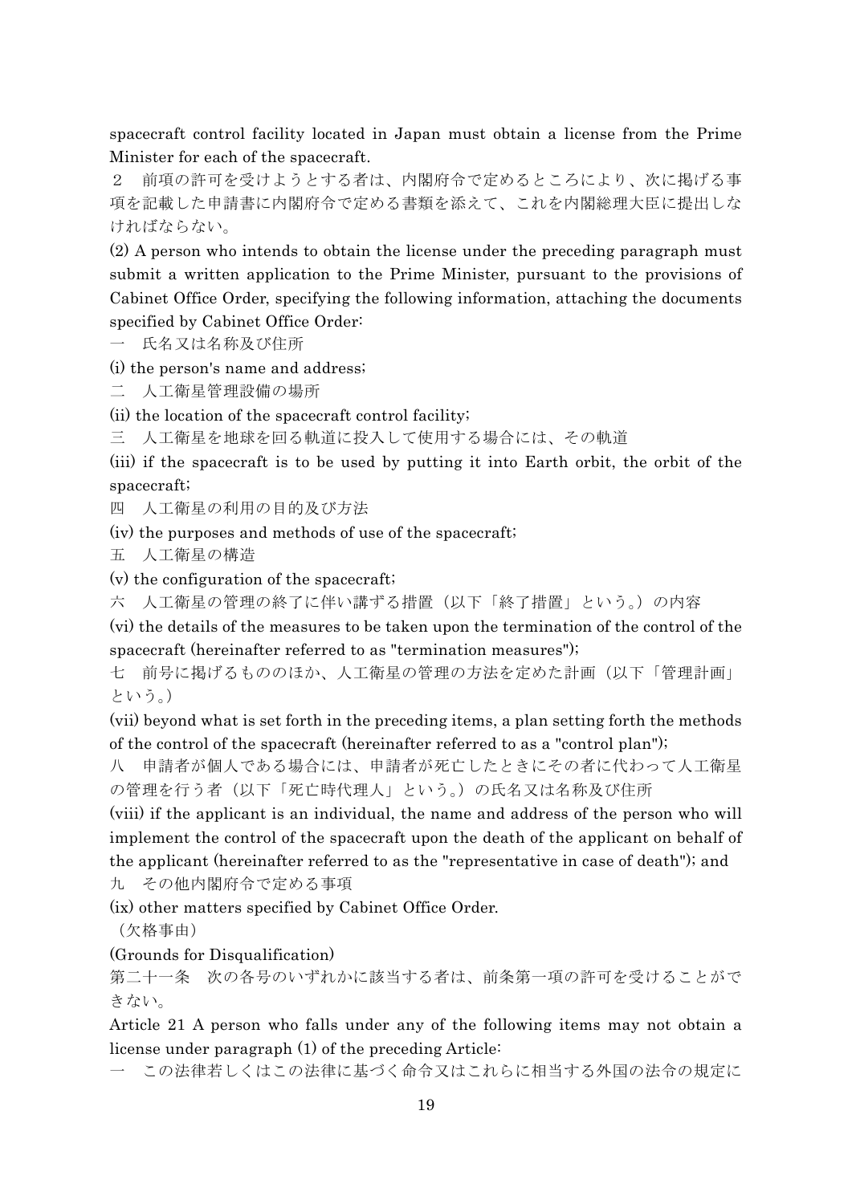spacecraft control facility located in Japan must obtain a license from the Prime Minister for each of the spacecraft.

２　前項の許可を受けようとする者は、内閣府令で定めるところにより、次に掲げる事項を記載した申請書に内閣府令で定める書類を添えて、これを内閣総理大臣に提出しなければならない。

(2) A person who intends to obtain the license under the preceding paragraph must submit a written application to the Prime Minister, pursuant to the provisions of Cabinet Office Order, specifying the following information, attaching the documents specified by Cabinet Office Order:

一　氏名又は名称及び住所

(i) the person's name and address;

二　人工衛星管理設備の場所

(ii) the location of the spacecraft control facility;

三　人工衛星を地球を回る軌道に投入して使用する場合には、その軌道

(iii) if the spacecraft is to be used by putting it into Earth orbit, the orbit of the spacecraft;

四　人工衛星の利用の目的及び方法

(iv) the purposes and methods of use of the spacecraft;

五　人工衛星の構造

(v) the configuration of the spacecraft;

六　人工衛星の管理の終了に伴い講ずる措置（以下「終了措置」という。）の内容

(vi) the details of the measures to be taken upon the termination of the control of the spacecraft (hereinafter referred to as "termination measures");

七　前号に掲げるもののほか、人工衛星の管理の方法を定めた計画（以下「管理計画」という。）

(vii) beyond what is set forth in the preceding items, a plan setting forth the methods of the control of the spacecraft (hereinafter referred to as a "control plan");

八　申請者が個人である場合には、申請者が死亡したときにその者に代わって人工衛星の管理を行う者（以下「死亡時代理人」という。）の氏名又は名称及び住所

(viii) if the applicant is an individual, the name and address of the person who will implement the control of the spacecraft upon the death of the applicant on behalf of the applicant (hereinafter referred to as the "representative in case of death"); and

九　その他内閣府令で定める事項

(ix) other matters specified by Cabinet Office Order.

（欠格事由）

(Grounds for Disqualification)

第二十一条　次の各号のいずれかに該当する者は、前条第一項の許可を受けることができない。

Article 21 A person who falls under any of the following items may not obtain a license under paragraph (1) of the preceding Article:

一　この法律若しくはこの法律に基づく命令又はこれらに相当する外国の法令の規定に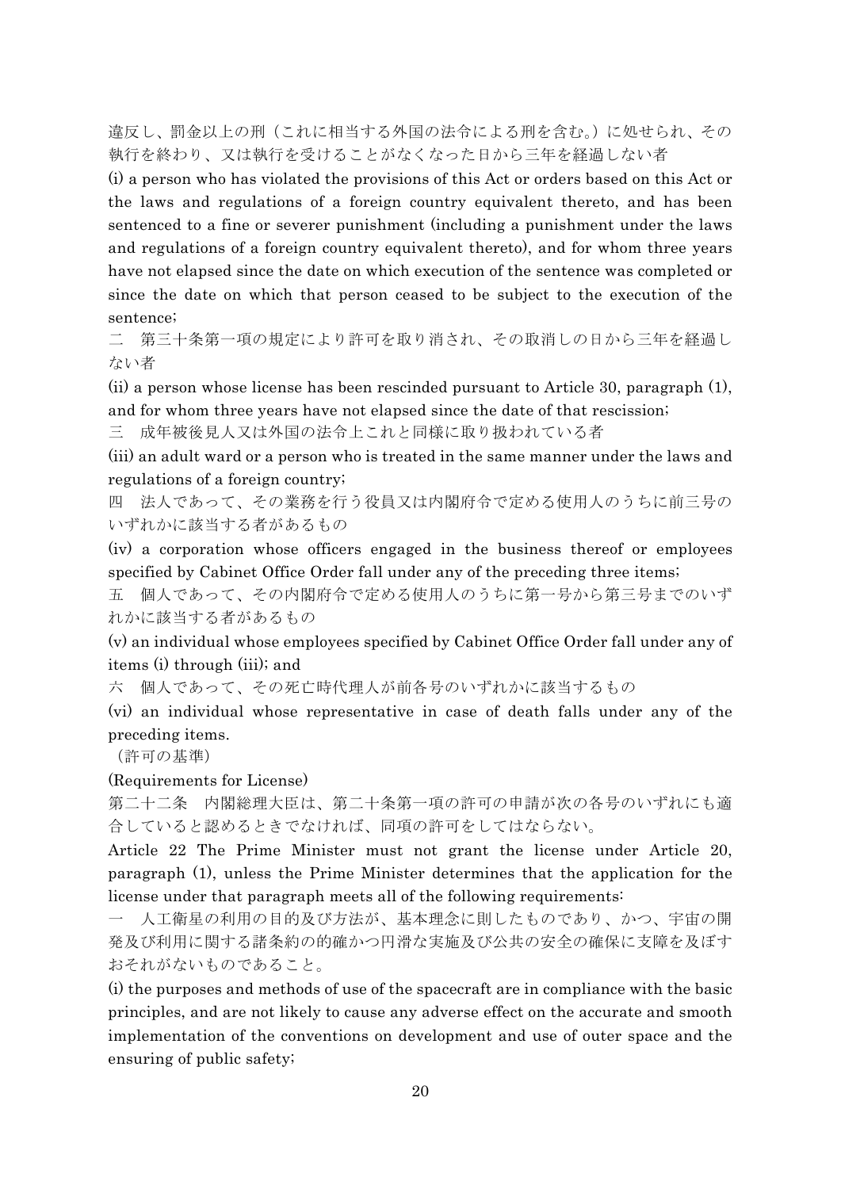違反し、罰金以上の刑（これに相当する外国の法令による刑を含む。）に処せられ、その執行を終わり、又は執行を受けることがなくなった日から三年を経過しない者

(i) a person who has violated the provisions of this Act or orders based on this Act or the laws and regulations of a foreign country equivalent thereto, and has been sentenced to a fine or severer punishment (including a punishment under the laws and regulations of a foreign country equivalent thereto), and for whom three years have not elapsed since the date on which execution of the sentence was completed or since the date on which that person ceased to be subject to the execution of the sentence;

二　第三十条第一項の規定により許可を取り消され、その取消しの日から三年を経過しない者

(ii) a person whose license has been rescinded pursuant to Article 30, paragraph (1), and for whom three years have not elapsed since the date of that rescission;

三　成年被後見人又は外国の法令上これと同様に取り扱われている者

(iii) an adult ward or a person who is treated in the same manner under the laws and regulations of a foreign country;

四　法人であって、その業務を行う役員又は内閣府令で定める使用人のうちに前三号のいずれかに該当する者があるもの

(iv) a corporation whose officers engaged in the business thereof or employees specified by Cabinet Office Order fall under any of the preceding three items;

五　個人であって、その内閣府令で定める使用人のうちに第一号から第三号までのいずれかに該当する者があるもの

(v) an individual whose employees specified by Cabinet Office Order fall under any of items (i) through (iii); and

六　個人であって、その死亡時代理人が前各号のいずれかに該当するもの

(vi) an individual whose representative in case of death falls under any of the preceding items.

（許可の基準）

(Requirements for License)

第二十二条　内閣総理大臣は、第二十条第一項の許可の申請が次の各号のいずれにも適合していると認めるときでなければ、同項の許可をしてはならない。

Article 22 The Prime Minister must not grant the license under Article 20, paragraph (1), unless the Prime Minister determines that the application for the license under that paragraph meets all of the following requirements:

一　人工衛星の利用の目的及び方法が、基本理念に則したものであり、かつ、宇宙の開発及び利用に関する諸条約の的確かつ円滑な実施及び公共の安全の確保に支障を及ぼすおそれがないものであること。

(i) the purposes and methods of use of the spacecraft are in compliance with the basic principles, and are not likely to cause any adverse effect on the accurate and smooth implementation of the conventions on development and use of outer space and the ensuring of public safety;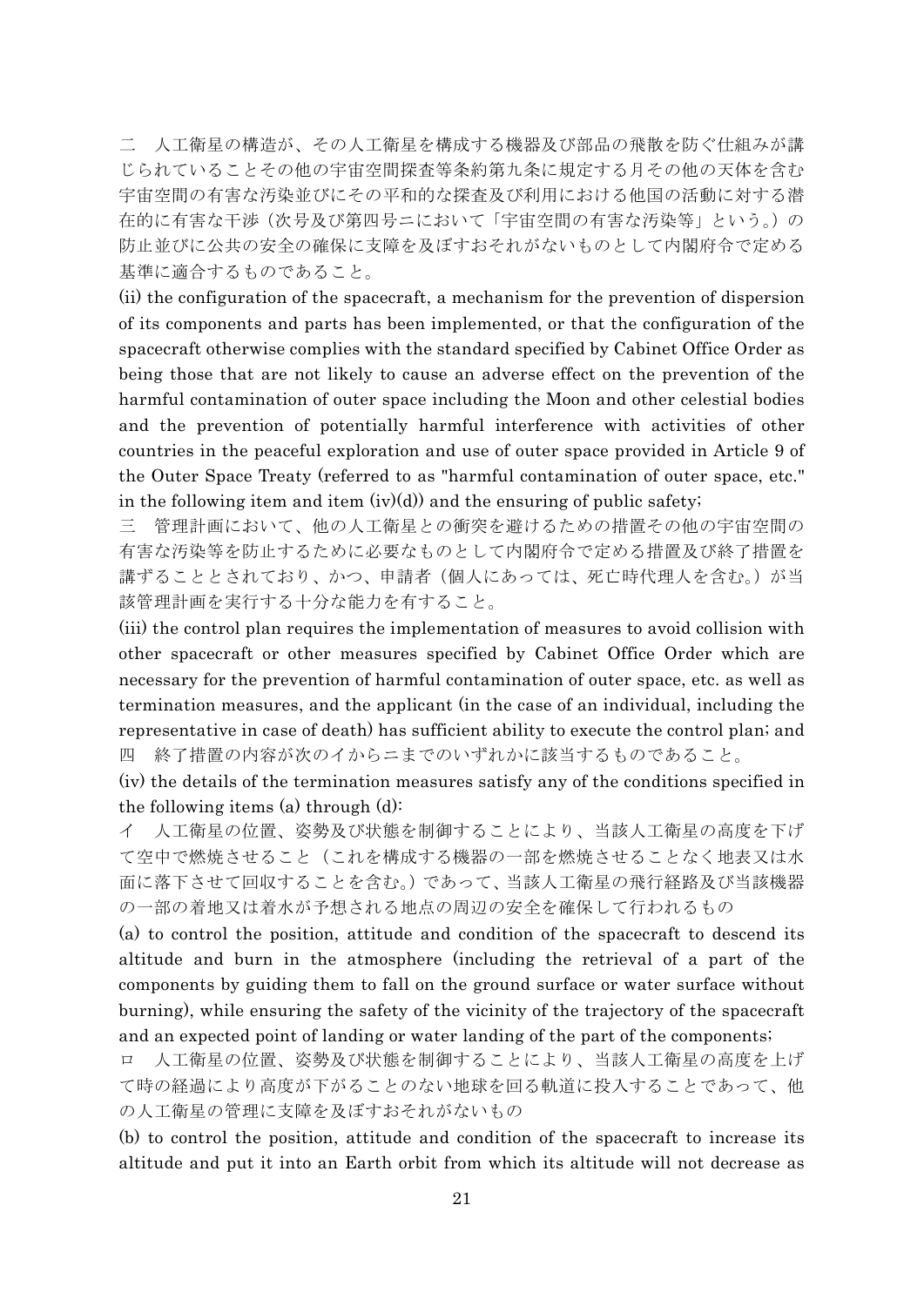二　人工衛星の構造が、その人工衛星を構成する機器及び部品の飛散を防ぐ仕組みが講じられていることその他の宇宙空間探査等条約第九条に規定する月その他の天体を含む宇宙空間の有害な汚染並びにその平和的な探査及び利用における他国の活動に対する潜在的に有害な干渉（次号及び第四号ニにおいて「宇宙空間の有害な汚染等」という。）の防止並びに公共の安全の確保に支障を及ぼすおそれがないものとして内閣府令で定める基準に適合するものであること。

(ii) the configuration of the spacecraft, a mechanism for the prevention of dispersion of its components and parts has been implemented, or that the configuration of the spacecraft otherwise complies with the standard specified by Cabinet Office Order as being those that are not likely to cause an adverse effect on the prevention of the harmful contamination of outer space including the Moon and other celestial bodies and the prevention of potentially harmful interference with activities of other countries in the peaceful exploration and use of outer space provided in Article 9 of the Outer Space Treaty (referred to as "harmful contamination of outer space, etc." in the following item and item (iv)(d)) and the ensuring of public safety;

三　管理計画において、他の人工衛星との衝突を避けるための措置その他の宇宙空間の有害な汚染等を防止するために必要なものとして内閣府令で定める措置及び終了措置を講ずることとされており、かつ、申請者（個人にあっては、死亡時代理人を含む。）が当該管理計画を実行する十分な能力を有すること。

(iii) the control plan requires the implementation of measures to avoid collision with other spacecraft or other measures specified by Cabinet Office Order which are necessary for the prevention of harmful contamination of outer space, etc. as well as termination measures, and the applicant (in the case of an individual, including the representative in case of death) has sufficient ability to execute the control plan; and

四　終了措置の内容が次のイからニまでのいずれかに該当するものであること。

(iv) the details of the termination measures satisfy any of the conditions specified in the following items (a) through (d):

イ　人工衛星の位置、姿勢及び状態を制御することにより、当該人工衛星の高度を下げて空中で燃焼させること（これを構成する機器の一部を燃焼させることなく地表又は水面に落下させて回収することを含む。）であって、当該人工衛星の飛行経路及び当該機器の一部の着地又は着水が予想される地点の周辺の安全を確保して行われるもの

(a) to control the position, attitude and condition of the spacecraft to descend its altitude and burn in the atmosphere (including the retrieval of a part of the components by guiding them to fall on the ground surface or water surface without burning), while ensuring the safety of the vicinity of the trajectory of the spacecraft and an expected point of landing or water landing of the part of the components;

ロ　人工衛星の位置、姿勢及び状態を制御することにより、当該人工衛星の高度を上げて時の経過により高度が下がることのない地球を回る軌道に投入することであって、他の人工衛星の管理に支障を及ぼすおそれがないもの

(b) to control the position, attitude and condition of the spacecraft to increase its altitude and put it into an Earth orbit from which its altitude will not decrease as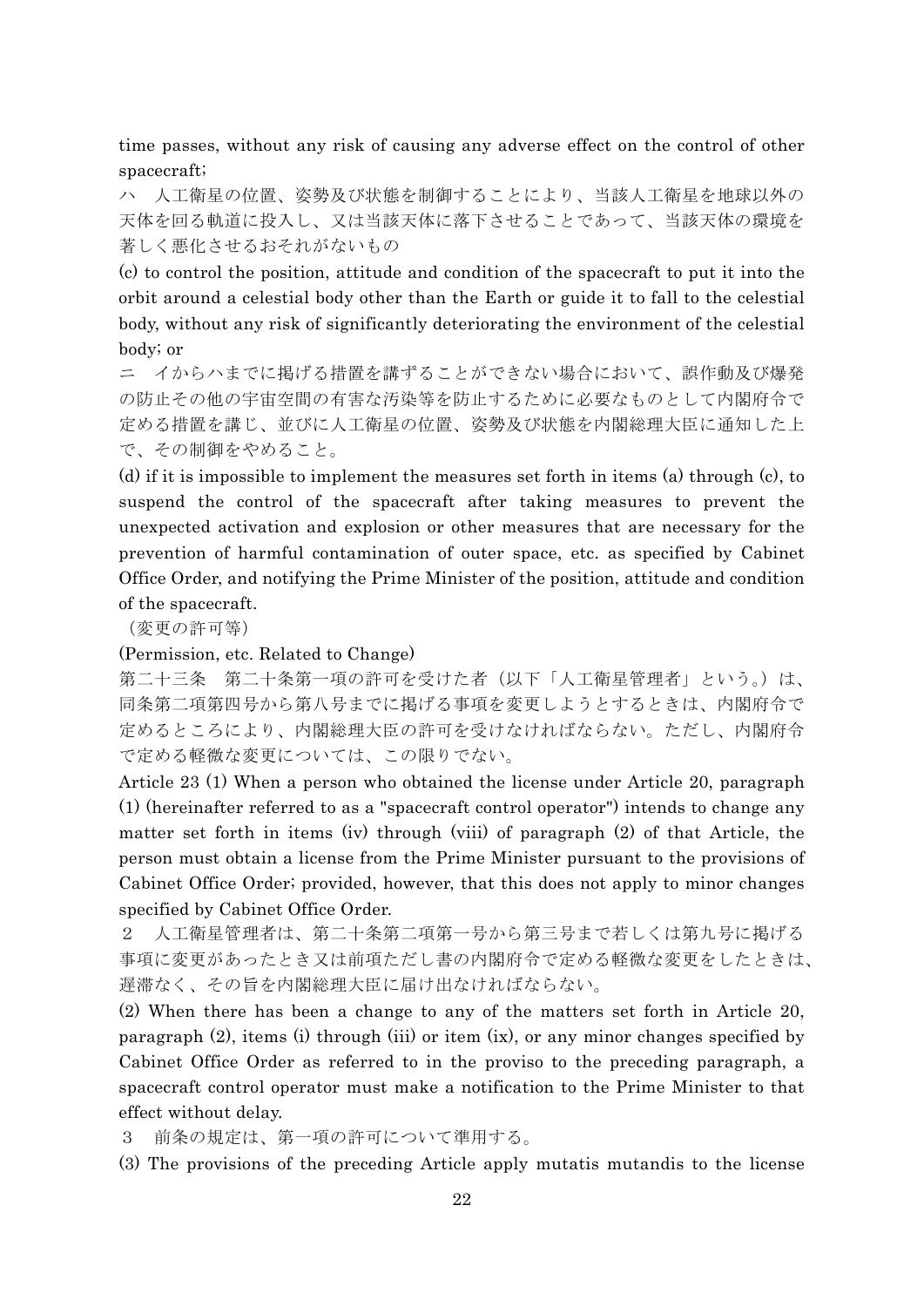time passes, without any risk of causing any adverse effect on the control of other spacecraft;

ハ　人工衛星の位置、姿勢及び状態を制御することにより、当該人工衛星を地球以外の天体を回る軌道に投入し、又は当該天体に落下させることであって、当該天体の環境を著しく悪化させるおそれがないもの

(c) to control the position, attitude and condition of the spacecraft to put it into the orbit around a celestial body other than the Earth or guide it to fall to the celestial body, without any risk of significantly deteriorating the environment of the celestial body; or

ニ　イからハまでに掲げる措置を講ずることができない場合において、誤作動及び爆発の防止その他の宇宙空間の有害な汚染等を防止するために必要なものとして内閣府令で定める措置を講じ、並びに人工衛星の位置、姿勢及び状態を内閣総理大臣に通知した上で、その制御をやめること。

(d) if it is impossible to implement the measures set forth in items (a) through (c), to suspend the control of the spacecraft after taking measures to prevent the unexpected activation and explosion or other measures that are necessary for the prevention of harmful contamination of outer space, etc. as specified by Cabinet Office Order, and notifying the Prime Minister of the position, attitude and condition of the spacecraft.

（変更の許可等）

(Permission, etc. Related to Change)

第二十三条　第二十条第一項の許可を受けた者（以下「人工衛星管理者」という。）は、同条第二項第四号から第八号までに掲げる事項を変更しようとするときは、内閣府令で定めるところにより、内閣総理大臣の許可を受けなければならない。ただし、内閣府令で定める軽微な変更については、この限りでない。

Article 23 (1) When a person who obtained the license under Article 20, paragraph (1) (hereinafter referred to as a "spacecraft control operator") intends to change any matter set forth in items (iv) through (viii) of paragraph (2) of that Article, the person must obtain a license from the Prime Minister pursuant to the provisions of Cabinet Office Order; provided, however, that this does not apply to minor changes specified by Cabinet Office Order.

２　人工衛星管理者は、第二十条第二項第一号から第三号まで若しくは第九号に掲げる事項に変更があったとき又は前項ただし書の内閣府令で定める軽微な変更をしたときは、遅滞なく、その旨を内閣総理大臣に届け出なければならない。

(2) When there has been a change to any of the matters set forth in Article 20, paragraph (2), items (i) through (iii) or item (ix), or any minor changes specified by Cabinet Office Order as referred to in the proviso to the preceding paragraph, a spacecraft control operator must make a notification to the Prime Minister to that effect without delay.

３　前条の規定は、第一項の許可について準用する。

(3) The provisions of the preceding Article apply mutatis mutandis to the license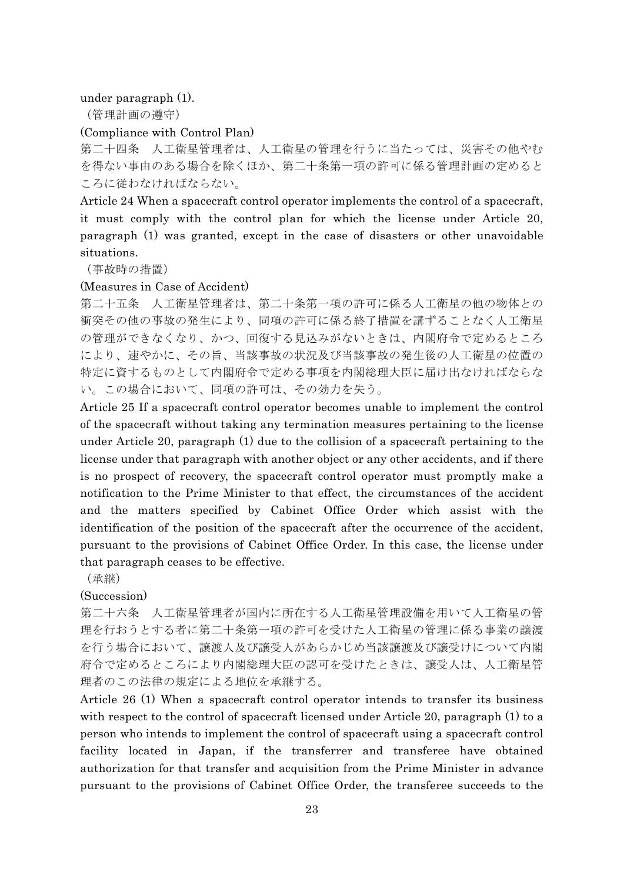under paragraph (1).

（管理計画の遵守）

(Compliance with Control Plan)

第二十四条　人工衛星管理者は、人工衛星の管理を行うに当たっては、災害その他やむを得ない事由のある場合を除くほか、第二十条第一項の許可に係る管理計画の定めるところに従わなければならない。

Article 24 When a spacecraft control operator implements the control of a spacecraft, it must comply with the control plan for which the license under Article 20, paragraph (1) was granted, except in the case of disasters or other unavoidable situations.

（事故時の措置）

(Measures in Case of Accident)

第二十五条　人工衛星管理者は、第二十条第一項の許可に係る人工衛星の他の物体との衝突その他の事故の発生により、同項の許可に係る終了措置を講ずることなく人工衛星の管理ができなくなり、かつ、回復する見込みがないときは、内閣府令で定めるところにより、速やかに、その旨、当該事故の状況及び当該事故の発生後の人工衛星の位置の特定に資するものとして内閣府令で定める事項を内閣総理大臣に届け出なければならない。この場合において、同項の許可は、その効力を失う。

Article 25 If a spacecraft control operator becomes unable to implement the control of the spacecraft without taking any termination measures pertaining to the license under Article 20, paragraph (1) due to the collision of a spacecraft pertaining to the license under that paragraph with another object or any other accidents, and if there is no prospect of recovery, the spacecraft control operator must promptly make a notification to the Prime Minister to that effect, the circumstances of the accident and the matters specified by Cabinet Office Order which assist with the identification of the position of the spacecraft after the occurrence of the accident, pursuant to the provisions of Cabinet Office Order. In this case, the license under that paragraph ceases to be effective.

（承継）

(Succession)

第二十六条　人工衛星管理者が国内に所在する人工衛星管理設備を用いて人工衛星の管理を行おうとする者に第二十条第一項の許可を受けた人工衛星の管理に係る事業の譲渡を行う場合において、譲渡人及び譲受人があらかじめ当該譲渡及び譲受けについて内閣府令で定めるところにより内閣総理大臣の認可を受けたときは、譲受人は、人工衛星管理者のこの法律の規定による地位を承継する。

Article 26 (1) When a spacecraft control operator intends to transfer its business with respect to the control of spacecraft licensed under Article 20, paragraph (1) to a person who intends to implement the control of spacecraft using a spacecraft control facility located in Japan, if the transferrer and transferee have obtained authorization for that transfer and acquisition from the Prime Minister in advance pursuant to the provisions of Cabinet Office Order, the transferee succeeds to the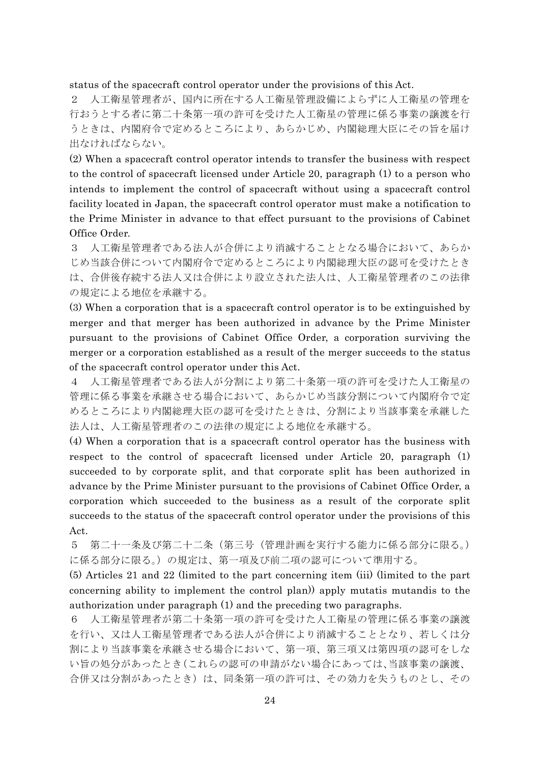status of the spacecraft control operator under the provisions of this Act.

２　人工衛星管理者が、国内に所在する人工衛星管理設備によらずに人工衛星の管理を行おうとする者に第二十条第一項の許可を受けた人工衛星の管理に係る事業の譲渡を行うときは、内閣府令で定めるところにより、あらかじめ、内閣総理大臣にその旨を届け出なければならない。

(2) When a spacecraft control operator intends to transfer the business with respect to the control of spacecraft licensed under Article 20, paragraph (1) to a person who intends to implement the control of spacecraft without using a spacecraft control facility located in Japan, the spacecraft control operator must make a notification to the Prime Minister in advance to that effect pursuant to the provisions of Cabinet Office Order.

３　人工衛星管理者である法人が合併により消滅することとなる場合において、あらかじめ当該合併について内閣府令で定めるところにより内閣総理大臣の認可を受けたときは、合併後存続する法人又は合併により設立された法人は、人工衛星管理者のこの法律の規定による地位を承継する。

(3) When a corporation that is a spacecraft control operator is to be extinguished by merger and that merger has been authorized in advance by the Prime Minister pursuant to the provisions of Cabinet Office Order, a corporation surviving the merger or a corporation established as a result of the merger succeeds to the status of the spacecraft control operator under this Act.

４　人工衛星管理者である法人が分割により第二十条第一項の許可を受けた人工衛星の管理に係る事業を承継させる場合において、あらかじめ当該分割について内閣府令で定めるところにより内閣総理大臣の認可を受けたときは、分割により当該事業を承継した法人は、人工衛星管理者のこの法律の規定による地位を承継する。

(4) When a corporation that is a spacecraft control operator has the business with respect to the control of spacecraft licensed under Article 20, paragraph (1) succeeded to by corporate split, and that corporate split has been authorized in advance by the Prime Minister pursuant to the provisions of Cabinet Office Order, a corporation which succeeded to the business as a result of the corporate split succeeds to the status of the spacecraft control operator under the provisions of this Act.

５　第二十一条及び第二十二条（第三号（管理計画を実行する能力に係る部分に限る。）に係る部分に限る。）の規定は、第一項及び前二項の認可について準用する。

(5) Articles 21 and 22 (limited to the part concerning item (iii) (limited to the part concerning ability to implement the control plan)) apply mutatis mutandis to the authorization under paragraph (1) and the preceding two paragraphs.

６　人工衛星管理者が第二十条第一項の許可を受けた人工衛星の管理に係る事業の譲渡を行い、又は人工衛星管理者である法人が合併により消滅することとなり、若しくは分割により当該事業を承継させる場合において、第一項、第三項又は第四項の認可をしない旨の処分があったとき（これらの認可の申請がない場合にあっては、当該事業の譲渡、合併又は分割があったとき）は、同条第一項の許可は、その効力を失うものとし、その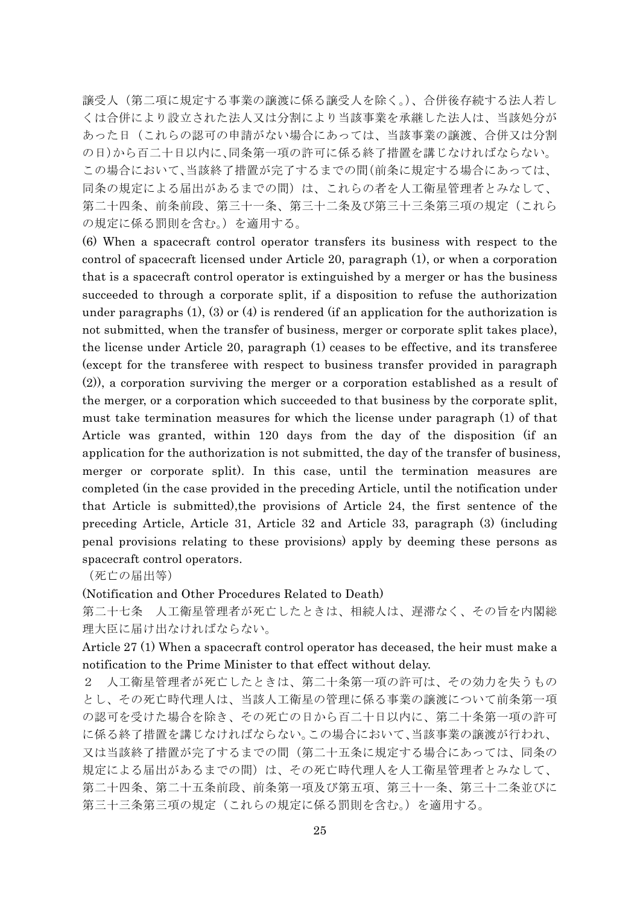譲受人（第二項に規定する事業の譲渡に係る譲受人を除く。）、合併後存続する法人若しくは合併により設立された法人又は分割により当該事業を承継した法人は、当該処分があった日（これらの認可の申請がない場合にあっては、当該事業の譲渡、合併又は分割の日）から百二十日以内に、同条第一項の許可に係る終了措置を講じなければならない。この場合において、当該終了措置が完了するまでの間（前条に規定する場合にあっては、同条の規定による届出があるまでの間）は、これらの者を人工衛星管理者とみなして、第二十四条、前条前段、第三十一条、第三十二条及び第三十三条第三項の規定（これらの規定に係る罰則を含む。）を適用する。

(6) When a spacecraft control operator transfers its business with respect to the control of spacecraft licensed under Article 20, paragraph (1), or when a corporation that is a spacecraft control operator is extinguished by a merger or has the business succeeded to through a corporate split, if a disposition to refuse the authorization under paragraphs (1), (3) or (4) is rendered (if an application for the authorization is not submitted, when the transfer of business, merger or corporate split takes place), the license under Article 20, paragraph (1) ceases to be effective, and its transferee (except for the transferee with respect to business transfer provided in paragraph (2)), a corporation surviving the merger or a corporation established as a result of the merger, or a corporation which succeeded to that business by the corporate split, must take termination measures for which the license under paragraph (1) of that Article was granted, within 120 days from the day of the disposition (if an application for the authorization is not submitted, the day of the transfer of business, merger or corporate split). In this case, until the termination measures are completed (in the case provided in the preceding Article, until the notification under that Article is submitted),the provisions of Article 24, the first sentence of the preceding Article, Article 31, Article 32 and Article 33, paragraph (3) (including penal provisions relating to these provisions) apply by deeming these persons as spacecraft control operators.

（死亡の届出等）

(Notification and Other Procedures Related to Death)

第二十七条　人工衛星管理者が死亡したときは、相続人は、遅滞なく、その旨を内閣総理大臣に届け出なければならない。

Article 27 (1) When a spacecraft control operator has deceased, the heir must make a notification to the Prime Minister to that effect without delay.

２　人工衛星管理者が死亡したときは、第二十条第一項の許可は、その効力を失うものとし、その死亡時代理人は、当該人工衛星の管理に係る事業の譲渡について前条第一項の認可を受けた場合を除き、その死亡の日から百二十日以内に、第二十条第一項の許可に係る終了措置を講じなければならない。この場合において、当該事業の譲渡が行われ、又は当該終了措置が完了するまでの間（第二十五条に規定する場合にあっては、同条の規定による届出があるまでの間）は、その死亡時代理人を人工衛星管理者とみなして、第二十四条、第二十五条前段、前条第一項及び第五項、第三十一条、第三十二条並びに第三十三条第三項の規定（これらの規定に係る罰則を含む。）を適用する。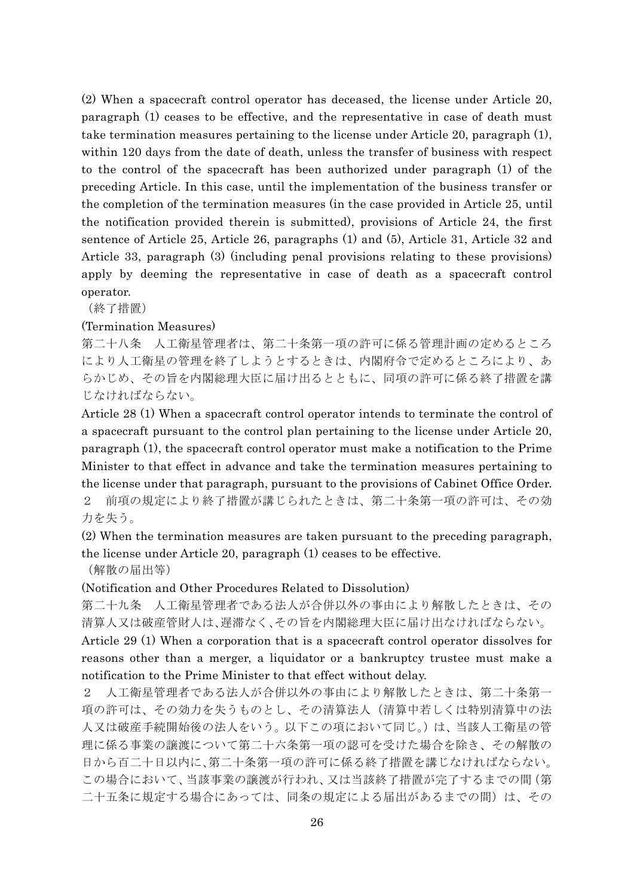(2) When a spacecraft control operator has deceased, the license under Article 20, paragraph (1) ceases to be effective, and the representative in case of death must take termination measures pertaining to the license under Article 20, paragraph (1), within 120 days from the date of death, unless the transfer of business with respect to the control of the spacecraft has been authorized under paragraph (1) of the preceding Article. In this case, until the implementation of the business transfer or the completion of the termination measures (in the case provided in Article 25, until the notification provided therein is submitted), provisions of Article 24, the first sentence of Article 25, Article 26, paragraphs (1) and (5), Article 31, Article 32 and Article 33, paragraph (3) (including penal provisions relating to these provisions) apply by deeming the representative in case of death as a spacecraft control operator.

（終了措置）

(Termination Measures)

第二十八条　人工衛星管理者は、第二十条第一項の許可に係る管理計画の定めるところにより人工衛星の管理を終了しようとするときは、内閣府令で定めるところにより、あらかじめ、その旨を内閣総理大臣に届け出るとともに、同項の許可に係る終了措置を講じなければならない。

Article 28 (1) When a spacecraft control operator intends to terminate the control of a spacecraft pursuant to the control plan pertaining to the license under Article 20, paragraph (1), the spacecraft control operator must make a notification to the Prime Minister to that effect in advance and take the termination measures pertaining to the license under that paragraph, pursuant to the provisions of Cabinet Office Order.

２　前項の規定により終了措置が講じられたときは、第二十条第一項の許可は、その効力を失う。

(2) When the termination measures are taken pursuant to the preceding paragraph, the license under Article 20, paragraph (1) ceases to be effective.

（解散の届出等）

(Notification and Other Procedures Related to Dissolution)

第二十九条　人工衛星管理者である法人が合併以外の事由により解散したときは、その清算人又は破産管財人は、遅滞なく、その旨を内閣総理大臣に届け出なければならない。

Article 29 (1) When a corporation that is a spacecraft control operator dissolves for reasons other than a merger, a liquidator or a bankruptcy trustee must make a notification to the Prime Minister to that effect without delay.

２　人工衛星管理者である法人が合併以外の事由により解散したときは、第二十条第一項の許可は、その効力を失うものとし、その清算法人（清算中若しくは特別清算中の法人又は破産手続開始後の法人をいう。以下この項において同じ。）は、当該人工衛星の管理に係る事業の譲渡について第二十六条第一項の認可を受けた場合を除き、その解散の日から百二十日以内に、第二十条第一項の許可に係る終了措置を講じなければならない。この場合において、当該事業の譲渡が行われ、又は当該終了措置が完了するまでの間（第二十五条に規定する場合にあっては、同条の規定による届出があるまでの間）は、その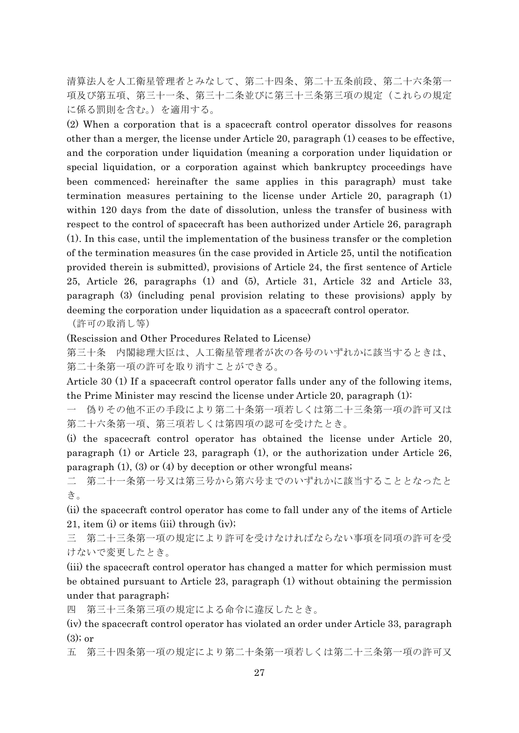清算法人を人工衛星管理者とみなして、第二十四条、第二十五条前段、第二十六条第一項及び第五項、第三十一条、第三十二条並びに第三十三条第三項の規定（これらの規定に係る罰則を含む。）を適用する。

(2) When a corporation that is a spacecraft control operator dissolves for reasons other than a merger, the license under Article 20, paragraph (1) ceases to be effective, and the corporation under liquidation (meaning a corporation under liquidation or special liquidation, or a corporation against which bankruptcy proceedings have been commenced; hereinafter the same applies in this paragraph) must take termination measures pertaining to the license under Article 20, paragraph (1) within 120 days from the date of dissolution, unless the transfer of business with respect to the control of spacecraft has been authorized under Article 26, paragraph (1). In this case, until the implementation of the business transfer or the completion of the termination measures (in the case provided in Article 25, until the notification provided therein is submitted), provisions of Article 24, the first sentence of Article 25, Article 26, paragraphs (1) and (5), Article 31, Article 32 and Article 33, paragraph (3) (including penal provision relating to these provisions) apply by deeming the corporation under liquidation as a spacecraft control operator.

（許可の取消し等）

(Rescission and Other Procedures Related to License)

第三十条　内閣総理大臣は、人工衛星管理者が次の各号のいずれかに該当するときは、第二十条第一項の許可を取り消すことができる。

Article 30 (1) If a spacecraft control operator falls under any of the following items, the Prime Minister may rescind the license under Article 20, paragraph (1):

一　偽りその他不正の手段により第二十条第一項若しくは第二十三条第一項の許可又は第二十六条第一項、第三項若しくは第四項の認可を受けたとき。

(i) the spacecraft control operator has obtained the license under Article 20, paragraph (1) or Article 23, paragraph (1), or the authorization under Article 26, paragraph (1), (3) or (4) by deception or other wrongful means;

二　第二十一条第一号又は第三号から第六号までのいずれかに該当することとなったとき。

(ii) the spacecraft control operator has come to fall under any of the items of Article 21, item (i) or items (iii) through (iv);

三　第二十三条第一項の規定により許可を受けなければならない事項を同項の許可を受けないで変更したとき。

(iii) the spacecraft control operator has changed a matter for which permission must be obtained pursuant to Article 23, paragraph (1) without obtaining the permission under that paragraph;

四　第三十三条第三項の規定による命令に違反したとき。

(iv) the spacecraft control operator has violated an order under Article 33, paragraph (3); or

五　第三十四条第一項の規定により第二十条第一項若しくは第二十三条第一項の許可又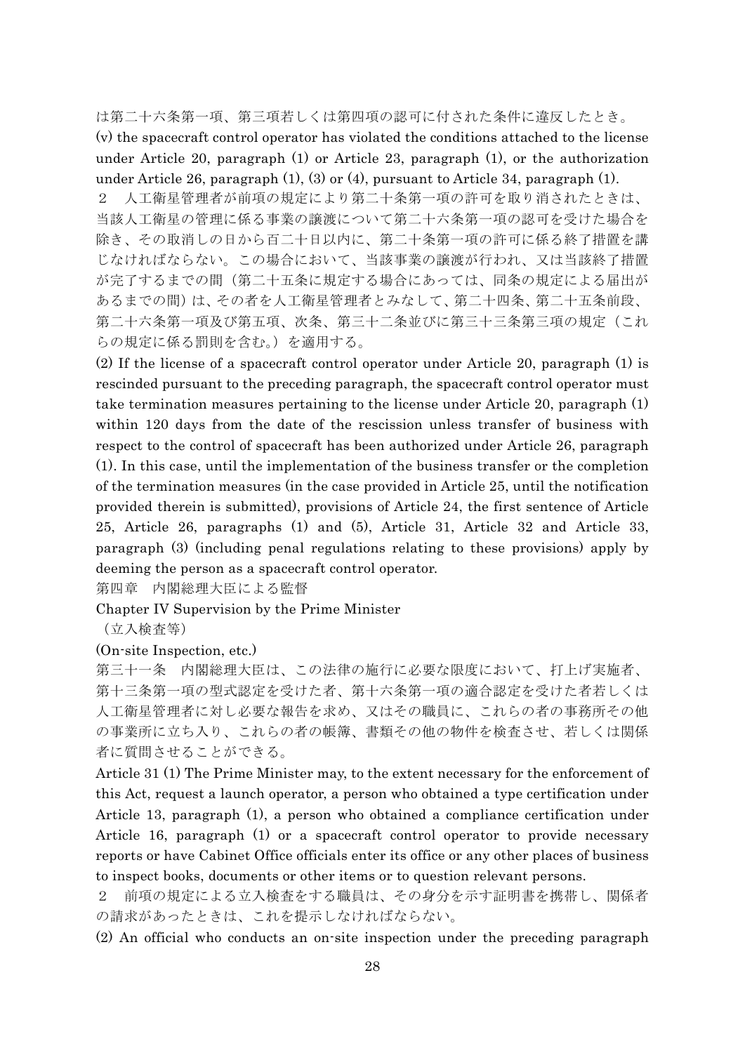は第二十六条第一項、第三項若しくは第四項の認可に付された条件に違反したとき。

(v) the spacecraft control operator has violated the conditions attached to the license under Article 20, paragraph (1) or Article 23, paragraph (1), or the authorization under Article 26, paragraph (1), (3) or (4), pursuant to Article 34, paragraph (1).

２　人工衛星管理者が前項の規定により第二十条第一項の許可を取り消されたときは、当該人工衛星の管理に係る事業の譲渡について第二十六条第一項の認可を受けた場合を除き、その取消しの日から百二十日以内に、第二十条第一項の許可に係る終了措置を講じなければならない。この場合において、当該事業の譲渡が行われ、又は当該終了措置が完了するまでの間（第二十五条に規定する場合にあっては、同条の規定による届出があるまでの間）は、その者を人工衛星管理者とみなして、第二十四条、第二十五条前段、第二十六条第一項及び第五項、次条、第三十二条並びに第三十三条第三項の規定（これらの規定に係る罰則を含む。）を適用する。

(2) If the license of a spacecraft control operator under Article 20, paragraph (1) is rescinded pursuant to the preceding paragraph, the spacecraft control operator must take termination measures pertaining to the license under Article 20, paragraph (1) within 120 days from the date of the rescission unless transfer of business with respect to the control of spacecraft has been authorized under Article 26, paragraph (1). In this case, until the implementation of the business transfer or the completion of the termination measures (in the case provided in Article 25, until the notification provided therein is submitted), provisions of Article 24, the first sentence of Article 25, Article 26, paragraphs (1) and (5), Article 31, Article 32 and Article 33, paragraph (3) (including penal regulations relating to these provisions) apply by deeming the person as a spacecraft control operator.

## 第四章　内閣総理大臣による監督

## Chapter IV Supervision by the Prime Minister

（立入検査等）

(On-site Inspection, etc.)

第三十一条　内閣総理大臣は、この法律の施行に必要な限度において、打上げ実施者、第十三条第一項の型式認定を受けた者、第十六条第一項の適合認定を受けた者若しくは人工衛星管理者に対し必要な報告を求め、又はその職員に、これらの者の事務所その他の事業所に立ち入り、これらの者の帳簿、書類その他の物件を検査させ、若しくは関係者に質問させることができる。

Article 31 (1) The Prime Minister may, to the extent necessary for the enforcement of this Act, request a launch operator, a person who obtained a type certification under Article 13, paragraph (1), a person who obtained a compliance certification under Article 16, paragraph (1) or a spacecraft control operator to provide necessary reports or have Cabinet Office officials enter its office or any other places of business to inspect books, documents or other items or to question relevant persons.

２　前項の規定による立入検査をする職員は、その身分を示す証明書を携帯し、関係者の請求があったときは、これを提示しなければならない。

(2) An official who conducts an on-site inspection under the preceding paragraph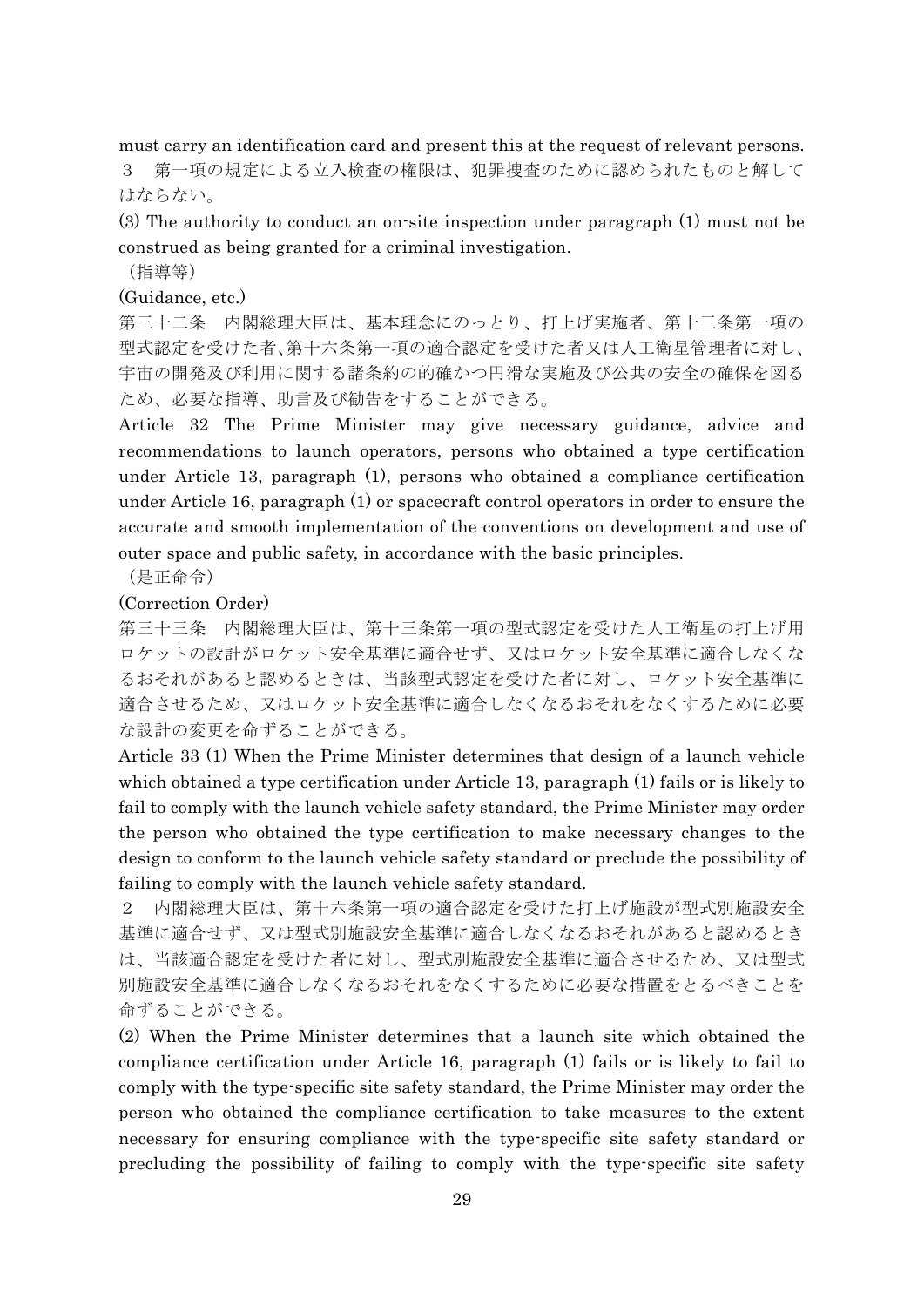must carry an identification card and present this at the request of relevant persons.

３　第一項の規定による立入検査の権限は、犯罪捜査のために認められたものと解してはならない。

(3) The authority to conduct an on-site inspection under paragraph (1) must not be construed as being granted for a criminal investigation.

（指導等）

(Guidance, etc.)

第三十二条　内閣総理大臣は、基本理念にのっとり、打上げ実施者、第十三条第一項の型式認定を受けた者、第十六条第一項の適合認定を受けた者又は人工衛星管理者に対し、宇宙の開発及び利用に関する諸条約の的確かつ円滑な実施及び公共の安全の確保を図るため、必要な指導、助言及び勧告をすることができる。

Article 32 The Prime Minister may give necessary guidance, advice and recommendations to launch operators, persons who obtained a type certification under Article 13, paragraph (1), persons who obtained a compliance certification under Article 16, paragraph (1) or spacecraft control operators in order to ensure the accurate and smooth implementation of the conventions on development and use of outer space and public safety, in accordance with the basic principles.

（是正命令）

(Correction Order)

第三十三条　内閣総理大臣は、第十三条第一項の型式認定を受けた人工衛星の打上げ用ロケットの設計がロケット安全基準に適合せず、又はロケット安全基準に適合しなくなるおそれがあると認めるときは、当該型式認定を受けた者に対し、ロケット安全基準に適合させるため、又はロケット安全基準に適合しなくなるおそれをなくするために必要な設計の変更を命ずることができる。

Article 33 (1) When the Prime Minister determines that design of a launch vehicle which obtained a type certification under Article 13, paragraph (1) fails or is likely to fail to comply with the launch vehicle safety standard, the Prime Minister may order the person who obtained the type certification to make necessary changes to the design to conform to the launch vehicle safety standard or preclude the possibility of failing to comply with the launch vehicle safety standard.

２　内閣総理大臣は、第十六条第一項の適合認定を受けた打上げ施設が型式別施設安全基準に適合せず、又は型式別施設安全基準に適合しなくなるおそれがあると認めるときは、当該適合認定を受けた者に対し、型式別施設安全基準に適合させるため、又は型式別施設安全基準に適合しなくなるおそれをなくするために必要な措置をとるべきことを命ずることができる。

(2) When the Prime Minister determines that a launch site which obtained the compliance certification under Article 16, paragraph (1) fails or is likely to fail to comply with the type-specific site safety standard, the Prime Minister may order the person who obtained the compliance certification to take measures to the extent necessary for ensuring compliance with the type-specific site safety standard or precluding the possibility of failing to comply with the type-specific site safety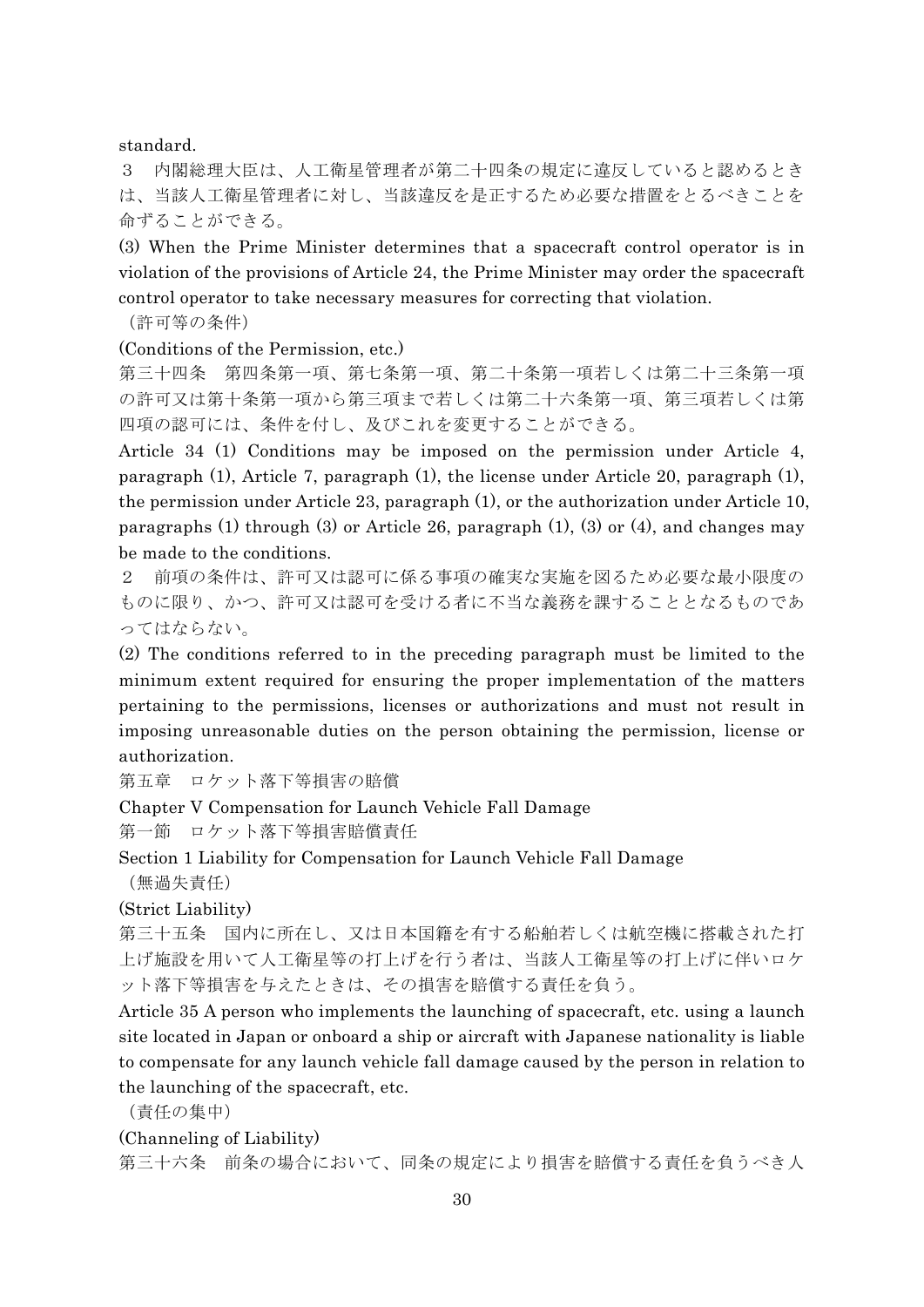standard.

３　内閣総理大臣は、人工衛星管理者が第二十四条の規定に違反していると認めるときは、当該人工衛星管理者に対し、当該違反を是正するため必要な措置をとるべきことを命ずることができる。

(3) When the Prime Minister determines that a spacecraft control operator is in violation of the provisions of Article 24, the Prime Minister may order the spacecraft control operator to take necessary measures for correcting that violation.

（許可等の条件）

(Conditions of the Permission, etc.)

第三十四条　第四条第一項、第七条第一項、第二十条第一項若しくは第二十三条第一項の許可又は第十条第一項から第三項まで若しくは第二十六条第一項、第三項若しくは第四項の認可には、条件を付し、及びこれを変更することができる。

Article 34 (1) Conditions may be imposed on the permission under Article 4, paragraph (1), Article 7, paragraph (1), the license under Article 20, paragraph (1), the permission under Article 23, paragraph (1), or the authorization under Article 10, paragraphs (1) through (3) or Article 26, paragraph (1), (3) or (4), and changes may be made to the conditions.

２　前項の条件は、許可又は認可に係る事項の確実な実施を図るため必要な最小限度のものに限り、かつ、許可又は認可を受ける者に不当な義務を課することとなるものであってはならない。

(2) The conditions referred to in the preceding paragraph must be limited to the minimum extent required for ensuring the proper implementation of the matters pertaining to the permissions, licenses or authorizations and must not result in imposing unreasonable duties on the person obtaining the permission, license or authorization.

## 第五章　ロケット落下等損害の賠償

## Chapter V Compensation for Launch Vehicle Fall Damage

### 第一節　ロケット落下等損害賠償責任

### Section 1 Liability for Compensation for Launch Vehicle Fall Damage

（無過失責任）

(Strict Liability)

第三十五条　国内に所在し、又は日本国籍を有する船舶若しくは航空機に搭載された打上げ施設を用いて人工衛星等の打上げを行う者は、当該人工衛星等の打上げに伴いロケット落下等損害を与えたときは、その損害を賠償する責任を負う。

Article 35 A person who implements the launching of spacecraft, etc. using a launch site located in Japan or onboard a ship or aircraft with Japanese nationality is liable to compensate for any launch vehicle fall damage caused by the person in relation to the launching of the spacecraft, etc.

（責任の集中）

(Channeling of Liability)

第三十六条　前条の場合において、同条の規定により損害を賠償する責任を負うべき人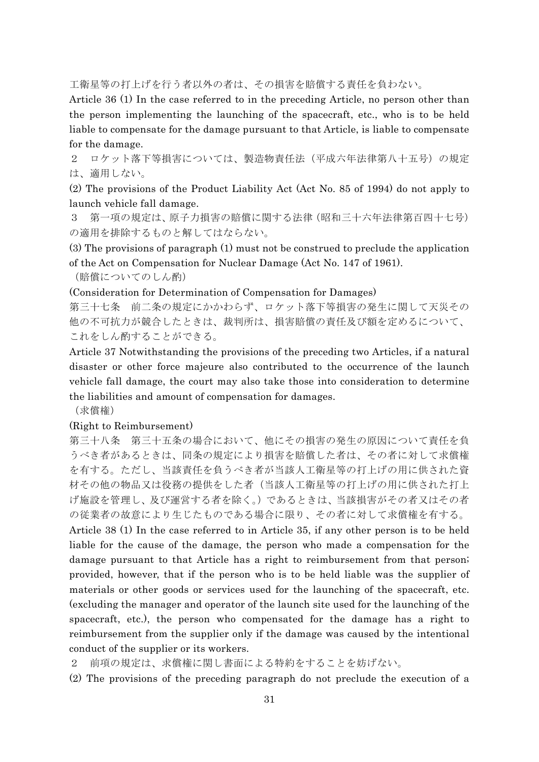工衛星等の打上げを行う者以外の者は、その損害を賠償する責任を負わない。

Article 36 (1) In the case referred to in the preceding Article, no person other than the person implementing the launching of the spacecraft, etc., who is to be held liable to compensate for the damage pursuant to that Article, is liable to compensate for the damage.

２　ロケット落下等損害については、製造物責任法（平成六年法律第八十五号）の規定は、適用しない。

(2) The provisions of the Product Liability Act (Act No. 85 of 1994) do not apply to launch vehicle fall damage.

３　第一項の規定は、原子力損害の賠償に関する法律（昭和三十六年法律第百四十七号）の適用を排除するものと解してはならない。

(3) The provisions of paragraph (1) must not be construed to preclude the application of the Act on Compensation for Nuclear Damage (Act No. 147 of 1961).

（賠償についてのしん酌）

(Consideration for Determination of Compensation for Damages)

第三十七条　前二条の規定にかかわらず、ロケット落下等損害の発生に関して天災その他の不可抗力が競合したときは、裁判所は、損害賠償の責任及び額を定めるについて、これをしん酌することができる。

Article 37 Notwithstanding the provisions of the preceding two Articles, if a natural disaster or other force majeure also contributed to the occurrence of the launch vehicle fall damage, the court may also take those into consideration to determine the liabilities and amount of compensation for damages.

（求償権）

(Right to Reimbursement)

第三十八条　第三十五条の場合において、他にその損害の発生の原因について責任を負うべき者があるときは、同条の規定により損害を賠償した者は、その者に対して求償権を有する。ただし、当該責任を負うべき者が当該人工衛星等の打上げの用に供された資材その他の物品又は役務の提供をした者（当該人工衛星等の打上げの用に供された打上げ施設を管理し、及び運営する者を除く。）であるときは、当該損害がその者又はその者の従業者の故意により生じたものである場合に限り、その者に対して求償権を有する。

Article 38 (1) In the case referred to in Article 35, if any other person is to be held liable for the cause of the damage, the person who made a compensation for the damage pursuant to that Article has a right to reimbursement from that person; provided, however, that if the person who is to be held liable was the supplier of materials or other goods or services used for the launching of the spacecraft, etc. (excluding the manager and operator of the launch site used for the launching of the spacecraft, etc.), the person who compensated for the damage has a right to reimbursement from the supplier only if the damage was caused by the intentional conduct of the supplier or its workers.

２　前項の規定は、求償権に関し書面による特約をすることを妨げない。

(2) The provisions of the preceding paragraph do not preclude the execution of a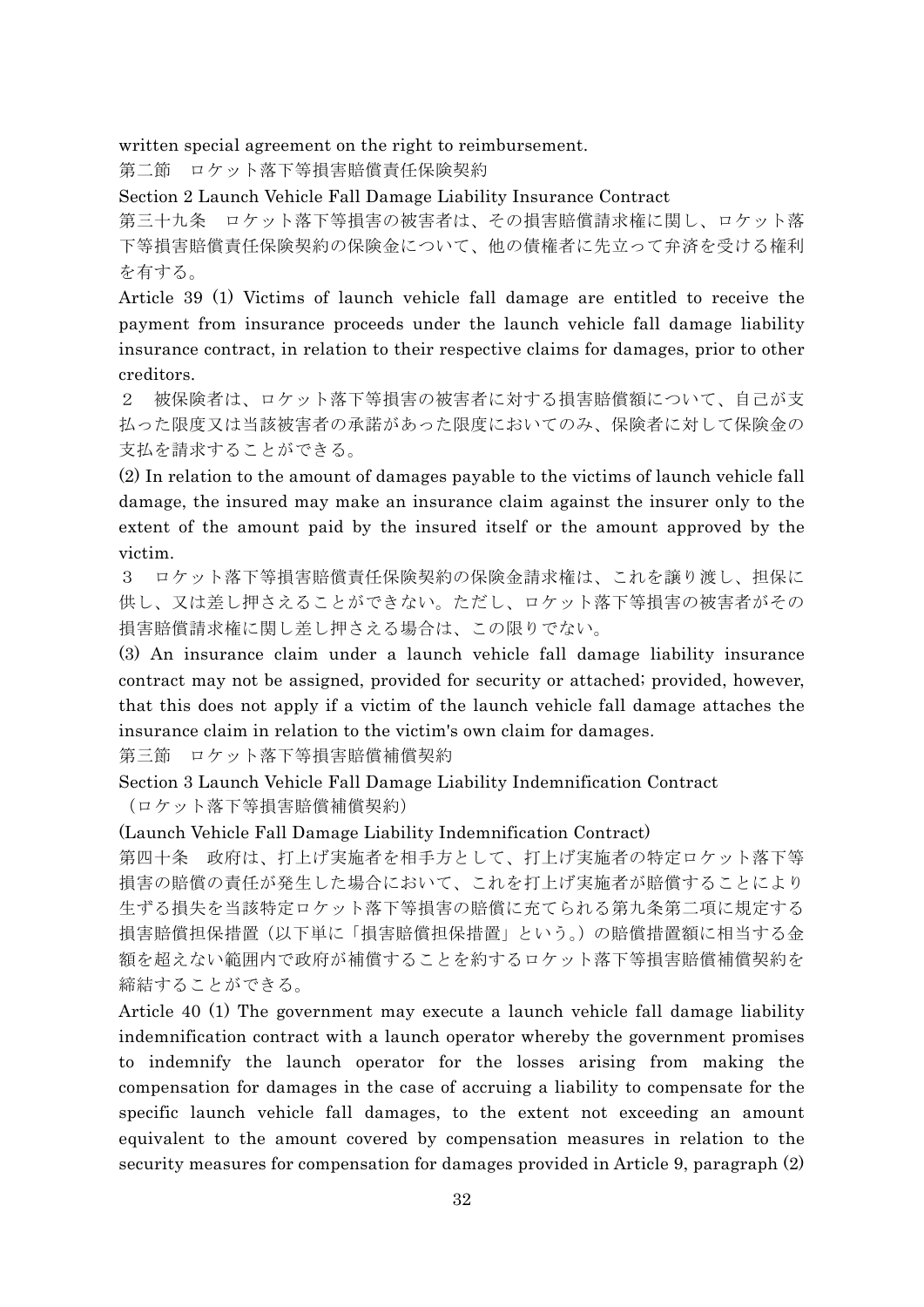written special agreement on the right to reimbursement.

## 第二節　ロケット落下等損害賠償責任保険契約

## Section 2 Launch Vehicle Fall Damage Liability Insurance Contract

第三十九条　ロケット落下等損害の被害者は、その損害賠償請求権に関し、ロケット落下等損害賠償責任保険契約の保険金について、他の債権者に先立って弁済を受ける権利を有する。

Article 39 (1) Victims of launch vehicle fall damage are entitled to receive the payment from insurance proceeds under the launch vehicle fall damage liability insurance contract, in relation to their respective claims for damages, prior to other creditors.

２　被保険者は、ロケット落下等損害の被害者に対する損害賠償額について、自己が支払った限度又は当該被害者の承諾があった限度においてのみ、保険者に対して保険金の支払を請求することができる。

(2) In relation to the amount of damages payable to the victims of launch vehicle fall damage, the insured may make an insurance claim against the insurer only to the extent of the amount paid by the insured itself or the amount approved by the victim.

３　ロケット落下等損害賠償責任保険契約の保険金請求権は、これを譲り渡し、担保に供し、又は差し押さえることができない。ただし、ロケット落下等損害の被害者がその損害賠償請求権に関し差し押さえる場合は、この限りでない。

(3) An insurance claim under a launch vehicle fall damage liability insurance contract may not be assigned, provided for security or attached; provided, however, that this does not apply if a victim of the launch vehicle fall damage attaches the insurance claim in relation to the victim's own claim for damages.

## 第三節　ロケット落下等損害賠償補償契約

## Section 3 Launch Vehicle Fall Damage Liability Indemnification Contract

（ロケット落下等損害賠償補償契約）

(Launch Vehicle Fall Damage Liability Indemnification Contract)

第四十条　政府は、打上げ実施者を相手方として、打上げ実施者の特定ロケット落下等損害の賠償の責任が発生した場合において、これを打上げ実施者が賠償することにより生ずる損失を当該特定ロケット落下等損害の賠償に充てられる第九条第二項に規定する損害賠償担保措置（以下単に「損害賠償担保措置」という。）の賠償措置額に相当する金額を超えない範囲内で政府が補償することを約するロケット落下等損害賠償補償契約を締結することができる。

Article 40 (1) The government may execute a launch vehicle fall damage liability indemnification contract with a launch operator whereby the government promises to indemnify the launch operator for the losses arising from making the compensation for damages in the case of accruing a liability to compensate for the specific launch vehicle fall damages, to the extent not exceeding an amount equivalent to the amount covered by compensation measures in relation to the security measures for compensation for damages provided in Article 9, paragraph (2)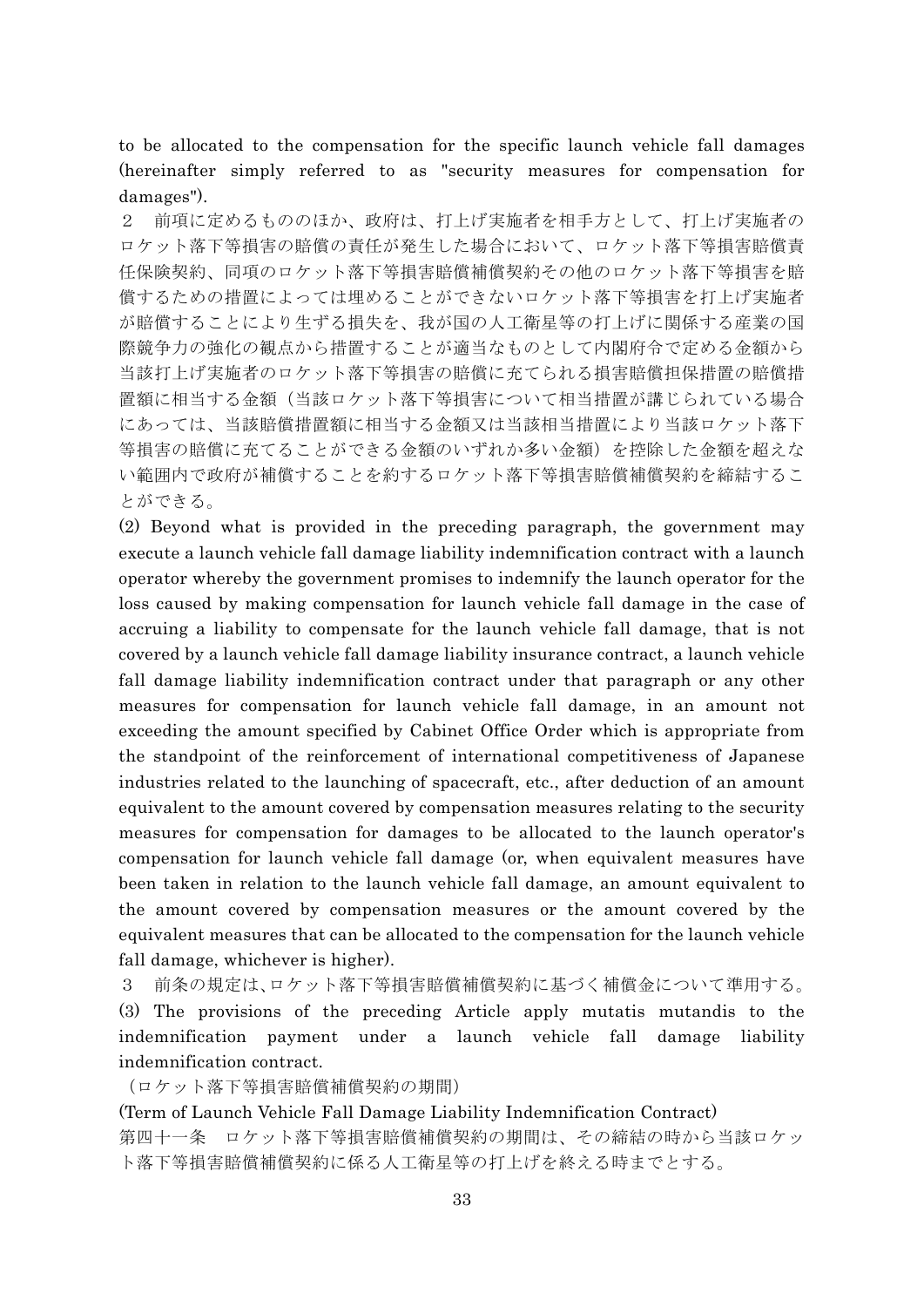to be allocated to the compensation for the specific launch vehicle fall damages (hereinafter simply referred to as "security measures for compensation for damages").

２　前項に定めるもののほか、政府は、打上げ実施者を相手方として、打上げ実施者のロケット落下等損害の賠償の責任が発生した場合において、ロケット落下等損害賠償責任保険契約、同項のロケット落下等損害賠償補償契約その他のロケット落下等損害を賠償するための措置によっては埋めることができないロケット落下等損害を打上げ実施者が賠償することにより生ずる損失を、我が国の人工衛星等の打上げに関係する産業の国際競争力の強化の観点から措置することが適当なものとして内閣府令で定める金額から当該打上げ実施者のロケット落下等損害の賠償に充てられる損害賠償担保措置の賠償措置額に相当する金額（当該ロケット落下等損害について相当措置が講じられている場合にあっては、当該賠償措置額に相当する金額又は当該相当措置により当該ロケット落下等損害の賠償に充てることができる金額のいずれか多い金額）を控除した金額を超えない範囲内で政府が補償することを約するロケット落下等損害賠償補償契約を締結することができる。

(2) Beyond what is provided in the preceding paragraph, the government may execute a launch vehicle fall damage liability indemnification contract with a launch operator whereby the government promises to indemnify the launch operator for the loss caused by making compensation for launch vehicle fall damage in the case of accruing a liability to compensate for the launch vehicle fall damage, that is not covered by a launch vehicle fall damage liability insurance contract, a launch vehicle fall damage liability indemnification contract under that paragraph or any other measures for compensation for launch vehicle fall damage, in an amount not exceeding the amount specified by Cabinet Office Order which is appropriate from the standpoint of the reinforcement of international competitiveness of Japanese industries related to the launching of spacecraft, etc., after deduction of an amount equivalent to the amount covered by compensation measures relating to the security measures for compensation for damages to be allocated to the launch operator's compensation for launch vehicle fall damage (or, when equivalent measures have been taken in relation to the launch vehicle fall damage, an amount equivalent to the amount covered by compensation measures or the amount covered by the equivalent measures that can be allocated to the compensation for the launch vehicle fall damage, whichever is higher).

３　前条の規定は、ロケット落下等損害賠償補償契約に基づく補償金について準用する。

(3) The provisions of the preceding Article apply mutatis mutandis to the indemnification payment under a launch vehicle fall damage liability indemnification contract.

（ロケット落下等損害賠償補償契約の期間）

(Term of Launch Vehicle Fall Damage Liability Indemnification Contract)

第四十一条　ロケット落下等損害賠償補償契約の期間は、その締結の時から当該ロケット落下等損害賠償補償契約に係る人工衛星等の打上げを終える時までとする。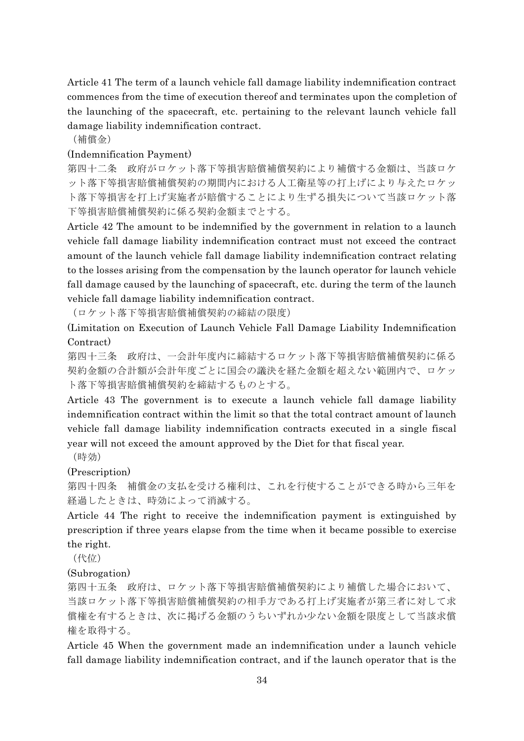Article 41 The term of a launch vehicle fall damage liability indemnification contract commences from the time of execution thereof and terminates upon the completion of the launching of the spacecraft, etc. pertaining to the relevant launch vehicle fall damage liability indemnification contract.

（補償金）

(Indemnification Payment)

第四十二条　政府がロケット落下等損害賠償補償契約により補償する金額は、当該ロケット落下等損害賠償補償契約の期間内における人工衛星等の打上げにより与えたロケット落下等損害を打上げ実施者が賠償することにより生ずる損失について当該ロケット落下等損害賠償補償契約に係る契約金額までとする。

Article 42 The amount to be indemnified by the government in relation to a launch vehicle fall damage liability indemnification contract must not exceed the contract amount of the launch vehicle fall damage liability indemnification contract relating to the losses arising from the compensation by the launch operator for launch vehicle fall damage caused by the launching of spacecraft, etc. during the term of the launch vehicle fall damage liability indemnification contract.

（ロケット落下等損害賠償補償契約の締結の限度）

(Limitation on Execution of Launch Vehicle Fall Damage Liability Indemnification Contract)

第四十三条　政府は、一会計年度内に締結するロケット落下等損害賠償補償契約に係る契約金額の合計額が会計年度ごとに国会の議決を経た金額を超えない範囲内で、ロケット落下等損害賠償補償契約を締結するものとする。

Article 43 The government is to execute a launch vehicle fall damage liability indemnification contract within the limit so that the total contract amount of launch vehicle fall damage liability indemnification contracts executed in a single fiscal year will not exceed the amount approved by the Diet for that fiscal year.

（時効）

(Prescription)

第四十四条　補償金の支払を受ける権利は、これを行使することができる時から三年を経過したときは、時効によって消滅する。

Article 44 The right to receive the indemnification payment is extinguished by prescription if three years elapse from the time when it became possible to exercise the right.

（代位）

(Subrogation)

第四十五条　政府は、ロケット落下等損害賠償補償契約により補償した場合において、当該ロケット落下等損害賠償補償契約の相手方である打上げ実施者が第三者に対して求償権を有するときは、次に掲げる金額のうちいずれか少ない金額を限度として当該求償権を取得する。

Article 45 When the government made an indemnification under a launch vehicle fall damage liability indemnification contract, and if the launch operator that is the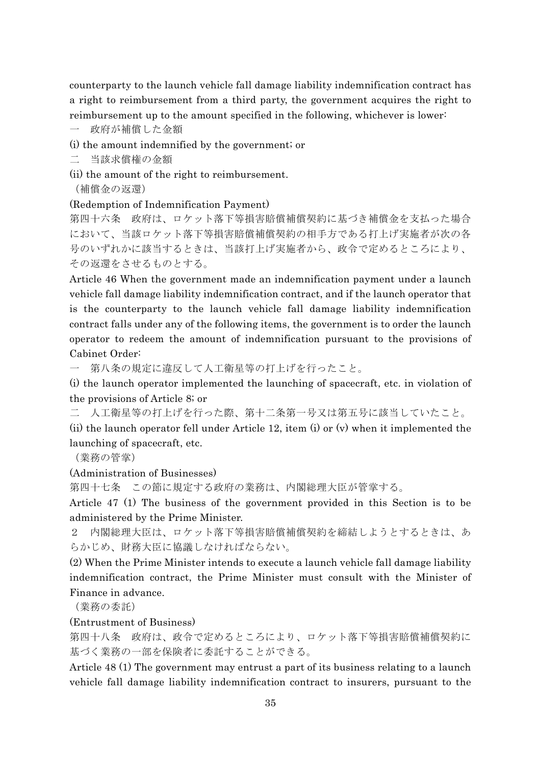counterparty to the launch vehicle fall damage liability indemnification contract has a right to reimbursement from a third party, the government acquires the right to reimbursement up to the amount specified in the following, whichever is lower:

一　政府が補償した金額

(i) the amount indemnified by the government; or

二　当該求償権の金額

(ii) the amount of the right to reimbursement.

（補償金の返還）

(Redemption of Indemnification Payment)

第四十六条　政府は、ロケット落下等損害賠償補償契約に基づき補償金を支払った場合において、当該ロケット落下等損害賠償補償契約の相手方である打上げ実施者が次の各号のいずれかに該当するときは、当該打上げ実施者から、政令で定めるところにより、その返還をさせるものとする。

Article 46 When the government made an indemnification payment under a launch vehicle fall damage liability indemnification contract, and if the launch operator that is the counterparty to the launch vehicle fall damage liability indemnification contract falls under any of the following items, the government is to order the launch operator to redeem the amount of indemnification pursuant to the provisions of Cabinet Order:

一　第八条の規定に違反して人工衛星等の打上げを行ったこと。

(i) the launch operator implemented the launching of spacecraft, etc. in violation of the provisions of Article 8; or

二　人工衛星等の打上げを行った際、第十二条第一号又は第五号に該当していたこと。

(ii) the launch operator fell under Article 12, item (i) or (v) when it implemented the launching of spacecraft, etc.

（業務の管掌）

(Administration of Businesses)

第四十七条　この節に規定する政府の業務は、内閣総理大臣が管掌する。

Article 47 (1) The business of the government provided in this Section is to be administered by the Prime Minister.

２　内閣総理大臣は、ロケット落下等損害賠償補償契約を締結しようとするときは、あらかじめ、財務大臣に協議しなければならない。

(2) When the Prime Minister intends to execute a launch vehicle fall damage liability indemnification contract, the Prime Minister must consult with the Minister of Finance in advance.

（業務の委託）

(Entrustment of Business)

第四十八条　政府は、政令で定めるところにより、ロケット落下等損害賠償補償契約に基づく業務の一部を保険者に委託することができる。

Article 48 (1) The government may entrust a part of its business relating to a launch vehicle fall damage liability indemnification contract to insurers, pursuant to the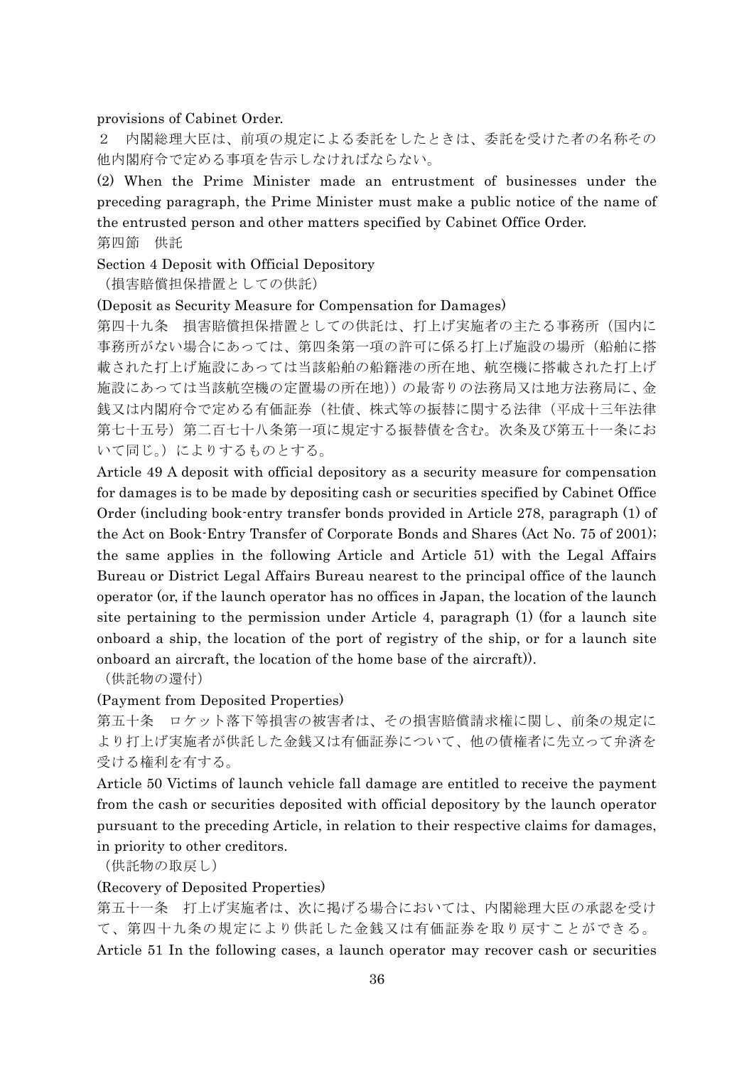provisions of Cabinet Order.

２　内閣総理大臣は、前項の規定による委託をしたときは、委託を受けた者の名称その他内閣府令で定める事項を告示しなければならない。

(2) When the Prime Minister made an entrustment of businesses under the preceding paragraph, the Prime Minister must make a public notice of the name of the entrusted person and other matters specified by Cabinet Office Order.

第四節　供託

Section 4 Deposit with Official Depository

（損害賠償担保措置としての供託）

(Deposit as Security Measure for Compensation for Damages)

第四十九条　損害賠償担保措置としての供託は、打上げ実施者の主たる事務所（国内に事務所がない場合にあっては、第四条第一項の許可に係る打上げ施設の場所（船舶に搭載された打上げ施設にあっては当該船舶の船籍港の所在地、航空機に搭載された打上げ施設にあっては当該航空機の定置場の所在地））の最寄りの法務局又は地方法務局に、金銭又は内閣府令で定める有価証券（社債、株式等の振替に関する法律（平成十三年法律第七十五号）第二百七十八条第一項に規定する振替債を含む。次条及び第五十一条において同じ。）によりするものとする。

Article 49 A deposit with official depository as a security measure for compensation for damages is to be made by depositing cash or securities specified by Cabinet Office Order (including book-entry transfer bonds provided in Article 278, paragraph (1) of the Act on Book-Entry Transfer of Corporate Bonds and Shares (Act No. 75 of 2001); the same applies in the following Article and Article 51) with the Legal Affairs Bureau or District Legal Affairs Bureau nearest to the principal office of the launch operator (or, if the launch operator has no offices in Japan, the location of the launch site pertaining to the permission under Article 4, paragraph (1) (for a launch site onboard a ship, the location of the port of registry of the ship, or for a launch site onboard an aircraft, the location of the home base of the aircraft)).

（供託物の還付）

(Payment from Deposited Properties)

第五十条　ロケット落下等損害の被害者は、その損害賠償請求権に関し、前条の規定により打上げ実施者が供託した金銭又は有価証券について、他の債権者に先立って弁済を受ける権利を有する。

Article 50 Victims of launch vehicle fall damage are entitled to receive the payment from the cash or securities deposited with official depository by the launch operator pursuant to the preceding Article, in relation to their respective claims for damages, in priority to other creditors.

（供託物の取戻し）

(Recovery of Deposited Properties)

第五十一条　打上げ実施者は、次に掲げる場合においては、内閣総理大臣の承認を受けて、第四十九条の規定により供託した金銭又は有価証券を取り戻すことができる。

Article 51 In the following cases, a launch operator may recover cash or securities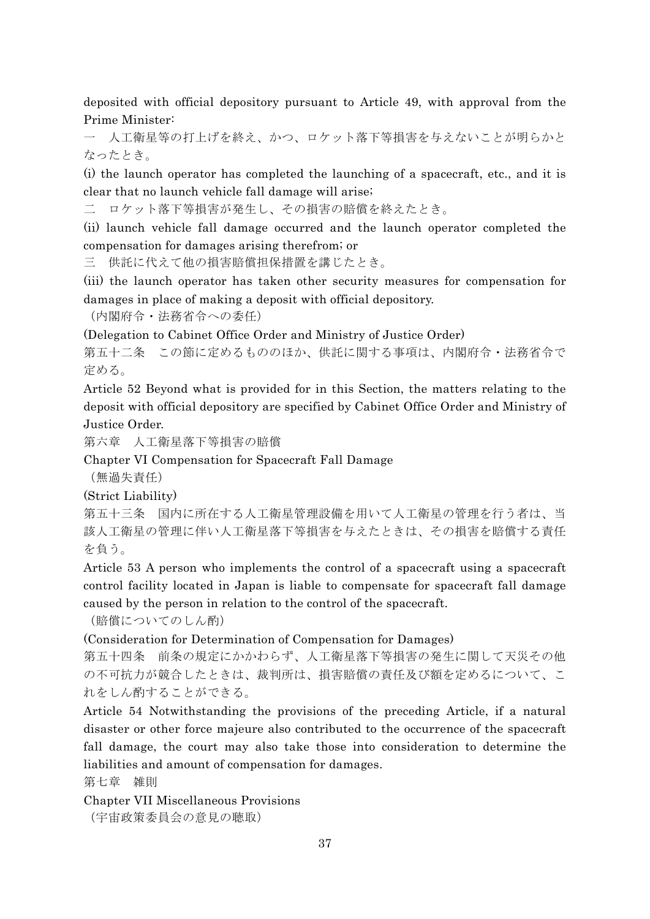deposited with official depository pursuant to Article 49, with approval from the Prime Minister:

一　人工衛星等の打上げを終え、かつ、ロケット落下等損害を与えないことが明らかとなったとき。

(i) the launch operator has completed the launching of a spacecraft, etc., and it is clear that no launch vehicle fall damage will arise;

二　ロケット落下等損害が発生し、その損害の賠償を終えたとき。

(ii) launch vehicle fall damage occurred and the launch operator completed the compensation for damages arising therefrom; or

三　供託に代えて他の損害賠償担保措置を講じたとき。

(iii) the launch operator has taken other security measures for compensation for damages in place of making a deposit with official depository.

（内閣府令・法務省令への委任）

(Delegation to Cabinet Office Order and Ministry of Justice Order)

第五十二条　この節に定めるもののほか、供託に関する事項は、内閣府令・法務省令で定める。

Article 52 Beyond what is provided for in this Section, the matters relating to the deposit with official depository are specified by Cabinet Office Order and Ministry of Justice Order.

第六章　人工衛星落下等損害の賠償

Chapter VI Compensation for Spacecraft Fall Damage

（無過失責任）

(Strict Liability)

第五十三条　国内に所在する人工衛星管理設備を用いて人工衛星の管理を行う者は、当該人工衛星の管理に伴い人工衛星落下等損害を与えたときは、その損害を賠償する責任を負う。

Article 53 A person who implements the control of a spacecraft using a spacecraft control facility located in Japan is liable to compensate for spacecraft fall damage caused by the person in relation to the control of the spacecraft.

（賠償についてのしん酌）

(Consideration for Determination of Compensation for Damages)

第五十四条　前条の規定にかかわらず、人工衛星落下等損害の発生に関して天災その他の不可抗力が競合したときは、裁判所は、損害賠償の責任及び額を定めるについて、これをしん酌することができる。

Article 54 Notwithstanding the provisions of the preceding Article, if a natural disaster or other force majeure also contributed to the occurrence of the spacecraft fall damage, the court may also take those into consideration to determine the liabilities and amount of compensation for damages.

第七章　雑則

Chapter VII Miscellaneous Provisions

（宇宙政策委員会の意見の聴取）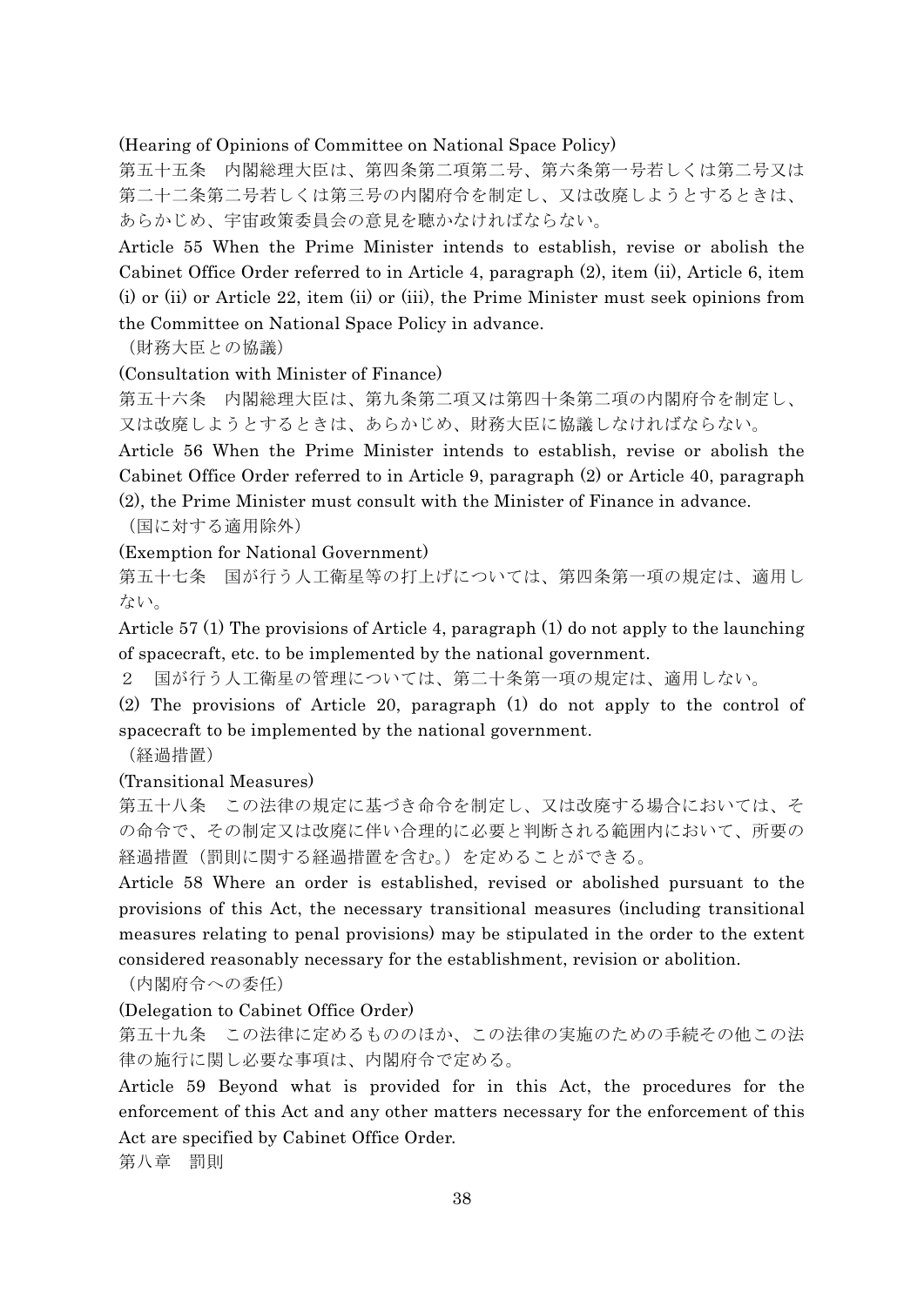(Hearing of Opinions of Committee on National Space Policy)

第五十五条　内閣総理大臣は、第四条第二項第二号、第六条第一号若しくは第二号又は第二十二条第二号若しくは第三号の内閣府令を制定し、又は改廃しようとするときは、あらかじめ、宇宙政策委員会の意見を聴かなければならない。

Article 55 When the Prime Minister intends to establish, revise or abolish the Cabinet Office Order referred to in Article 4, paragraph (2), item (ii), Article 6, item (i) or (ii) or Article 22, item (ii) or (iii), the Prime Minister must seek opinions from the Committee on National Space Policy in advance.

（財務大臣との協議）

(Consultation with Minister of Finance)

第五十六条　内閣総理大臣は、第九条第二項又は第四十条第二項の内閣府令を制定し、又は改廃しようとするときは、あらかじめ、財務大臣に協議しなければならない。

Article 56 When the Prime Minister intends to establish, revise or abolish the Cabinet Office Order referred to in Article 9, paragraph (2) or Article 40, paragraph (2), the Prime Minister must consult with the Minister of Finance in advance.

（国に対する適用除外）

(Exemption for National Government)

第五十七条　国が行う人工衛星等の打上げについては、第四条第一項の規定は、適用しない。

Article 57 (1) The provisions of Article 4, paragraph (1) do not apply to the launching of spacecraft, etc. to be implemented by the national government.

２　国が行う人工衛星の管理については、第二十条第一項の規定は、適用しない。

(2) The provisions of Article 20, paragraph (1) do not apply to the control of spacecraft to be implemented by the national government.

（経過措置）

(Transitional Measures)

第五十八条　この法律の規定に基づき命令を制定し、又は改廃する場合においては、その命令で、その制定又は改廃に伴い合理的に必要と判断される範囲内において、所要の経過措置（罰則に関する経過措置を含む。）を定めることができる。

Article 58 Where an order is established, revised or abolished pursuant to the provisions of this Act, the necessary transitional measures (including transitional measures relating to penal provisions) may be stipulated in the order to the extent considered reasonably necessary for the establishment, revision or abolition.

（内閣府令への委任）

(Delegation to Cabinet Office Order)

第五十九条　この法律に定めるもののほか、この法律の実施のための手続その他この法律の施行に関し必要な事項は、内閣府令で定める。

Article 59 Beyond what is provided for in this Act, the procedures for the enforcement of this Act and any other matters necessary for the enforcement of this Act are specified by Cabinet Office Order.

## 第八章　罰則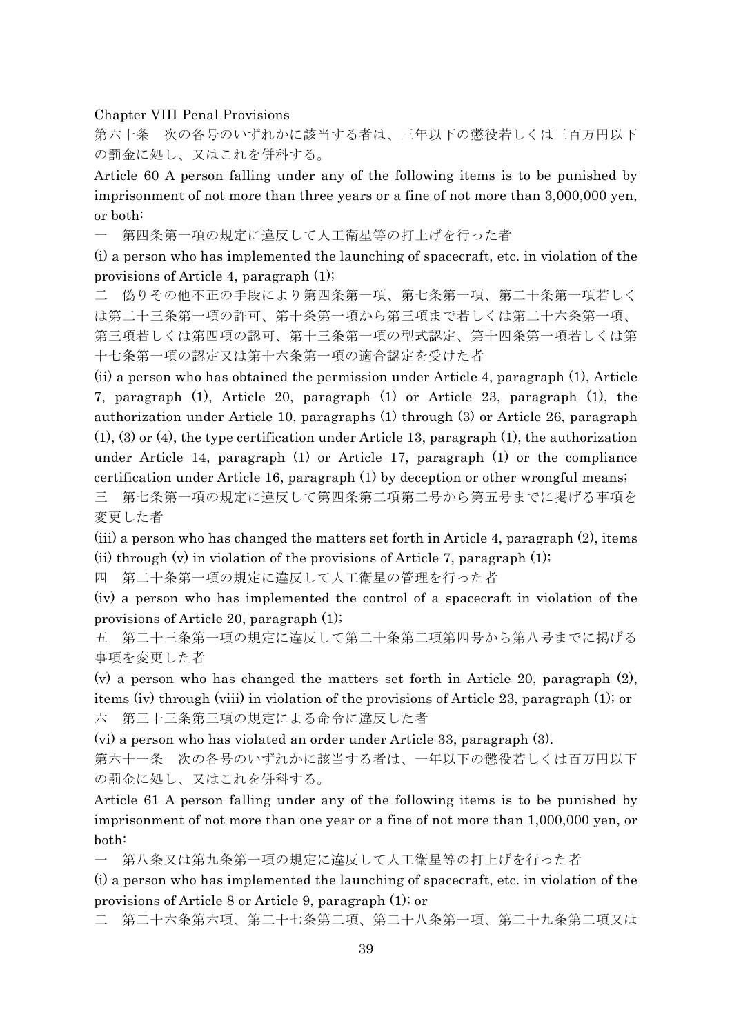Chapter VIII Penal Provisions

第六十条　次の各号のいずれかに該当する者は、三年以下の懲役若しくは三百万円以下の罰金に処し、又はこれを併科する。

Article 60 A person falling under any of the following items is to be punished by imprisonment of not more than three years or a fine of not more than 3,000,000 yen, or both:

一　第四条第一項の規定に違反して人工衛星等の打上げを行った者

(i) a person who has implemented the launching of spacecraft, etc. in violation of the provisions of Article 4, paragraph (1);

二　偽りその他不正の手段により第四条第一項、第七条第一項、第二十条第一項若しくは第二十三条第一項の許可、第十条第一項から第三項まで若しくは第二十六条第一項、第三項若しくは第四項の認可、第十三条第一項の型式認定、第十四条第一項若しくは第十七条第一項の認定又は第十六条第一項の適合認定を受けた者

(ii) a person who has obtained the permission under Article 4, paragraph (1), Article 7, paragraph (1), Article 20, paragraph (1) or Article 23, paragraph (1), the authorization under Article 10, paragraphs (1) through (3) or Article 26, paragraph (1), (3) or (4), the type certification under Article 13, paragraph (1), the authorization under Article 14, paragraph (1) or Article 17, paragraph (1) or the compliance certification under Article 16, paragraph (1) by deception or other wrongful means;

三　第七条第一項の規定に違反して第四条第二項第二号から第五号までに掲げる事項を変更した者

(iii) a person who has changed the matters set forth in Article 4, paragraph (2), items (ii) through (v) in violation of the provisions of Article 7, paragraph (1);

四　第二十条第一項の規定に違反して人工衛星の管理を行った者

(iv) a person who has implemented the control of a spacecraft in violation of the provisions of Article 20, paragraph (1);

五　第二十三条第一項の規定に違反して第二十条第二項第四号から第八号までに掲げる事項を変更した者

(v) a person who has changed the matters set forth in Article 20, paragraph (2), items (iv) through (viii) in violation of the provisions of Article 23, paragraph (1); or

六　第三十三条第三項の規定による命令に違反した者

(vi) a person who has violated an order under Article 33, paragraph (3).

第六十一条　次の各号のいずれかに該当する者は、一年以下の懲役若しくは百万円以下の罰金に処し、又はこれを併科する。

Article 61 A person falling under any of the following items is to be punished by imprisonment of not more than one year or a fine of not more than 1,000,000 yen, or both:

一　第八条又は第九条第一項の規定に違反して人工衛星等の打上げを行った者

(i) a person who has implemented the launching of spacecraft, etc. in violation of the provisions of Article 8 or Article 9, paragraph (1); or

二　第二十六条第六項、第二十七条第二項、第二十八条第一項、第二十九条第二項又は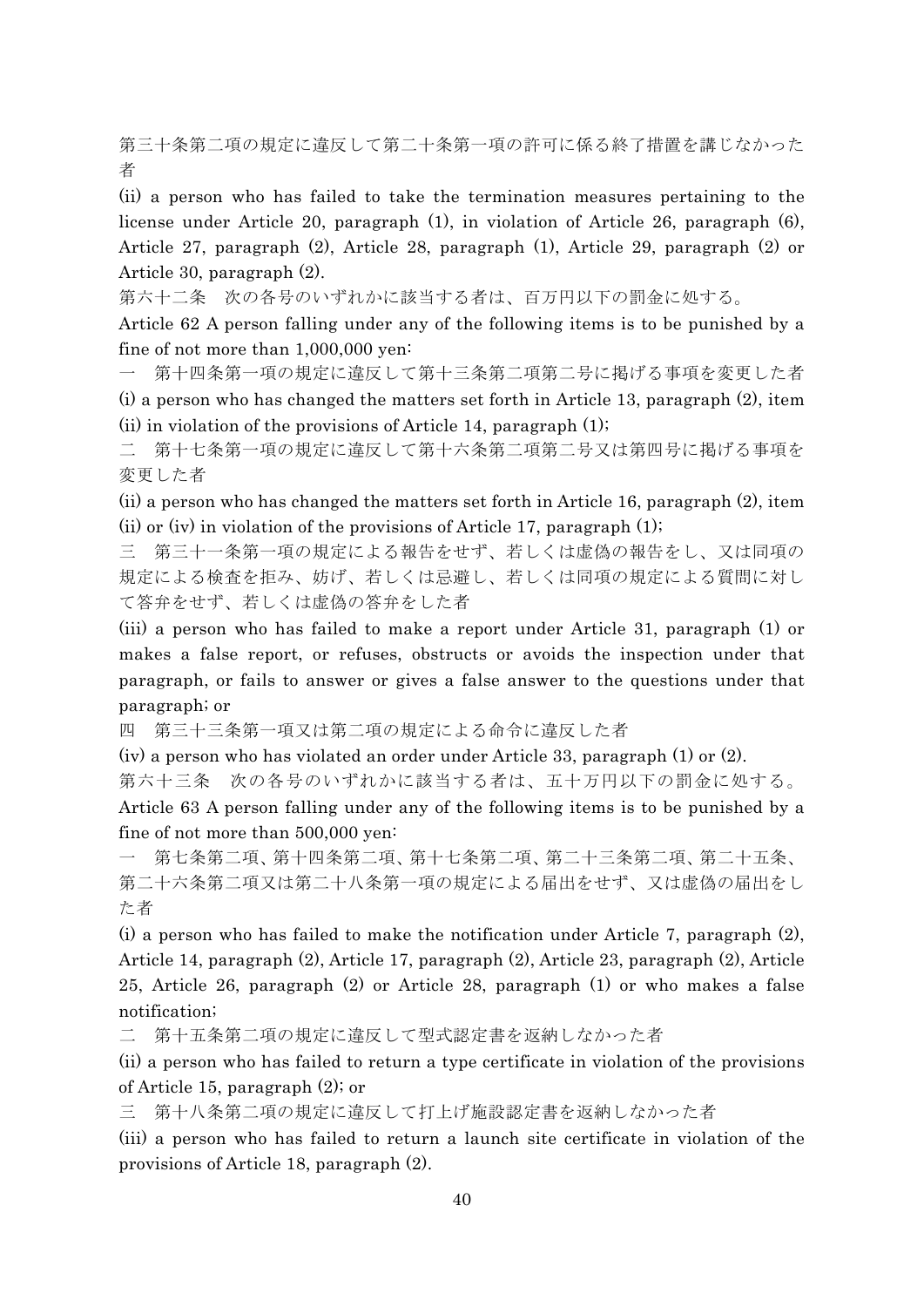第三十条第二項の規定に違反して第二十条第一項の許可に係る終了措置を講じなかった者

(ii) a person who has failed to take the termination measures pertaining to the license under Article 20, paragraph (1), in violation of Article 26, paragraph (6), Article 27, paragraph (2), Article 28, paragraph (1), Article 29, paragraph (2) or Article 30, paragraph (2).

第六十二条　次の各号のいずれかに該当する者は、百万円以下の罰金に処する。

Article 62 A person falling under any of the following items is to be punished by a fine of not more than 1,000,000 yen:

一　第十四条第一項の規定に違反して第十三条第二項第二号に掲げる事項を変更した者

(i) a person who has changed the matters set forth in Article 13, paragraph (2), item (ii) in violation of the provisions of Article 14, paragraph (1);

二　第十七条第一項の規定に違反して第十六条第二項第二号又は第四号に掲げる事項を変更した者

(ii) a person who has changed the matters set forth in Article 16, paragraph (2), item (ii) or (iv) in violation of the provisions of Article 17, paragraph (1);

三　第三十一条第一項の規定による報告をせず、若しくは虚偽の報告をし、又は同項の規定による検査を拒み、妨げ、若しくは忌避し、若しくは同項の規定による質問に対して答弁をせず、若しくは虚偽の答弁をした者

(iii) a person who has failed to make a report under Article 31, paragraph (1) or makes a false report, or refuses, obstructs or avoids the inspection under that paragraph, or fails to answer or gives a false answer to the questions under that paragraph; or

四　第三十三条第一項又は第二項の規定による命令に違反した者

(iv) a person who has violated an order under Article 33, paragraph (1) or (2).

第六十三条　次の各号のいずれかに該当する者は、五十万円以下の罰金に処する。

Article 63 A person falling under any of the following items is to be punished by a fine of not more than 500,000 yen:

一　第七条第二項、第十四条第二項、第十七条第二項、第二十三条第二項、第二十五条、第二十六条第二項又は第二十八条第一項の規定による届出をせず、又は虚偽の届出をした者

(i) a person who has failed to make the notification under Article 7, paragraph (2), Article 14, paragraph (2), Article 17, paragraph (2), Article 23, paragraph (2), Article 25, Article 26, paragraph (2) or Article 28, paragraph (1) or who makes a false notification;

二　第十五条第二項の規定に違反して型式認定書を返納しなかった者

(ii) a person who has failed to return a type certificate in violation of the provisions of Article 15, paragraph (2); or

三　第十八条第二項の規定に違反して打上げ施設認定書を返納しなかった者

(iii) a person who has failed to return a launch site certificate in violation of the provisions of Article 18, paragraph (2).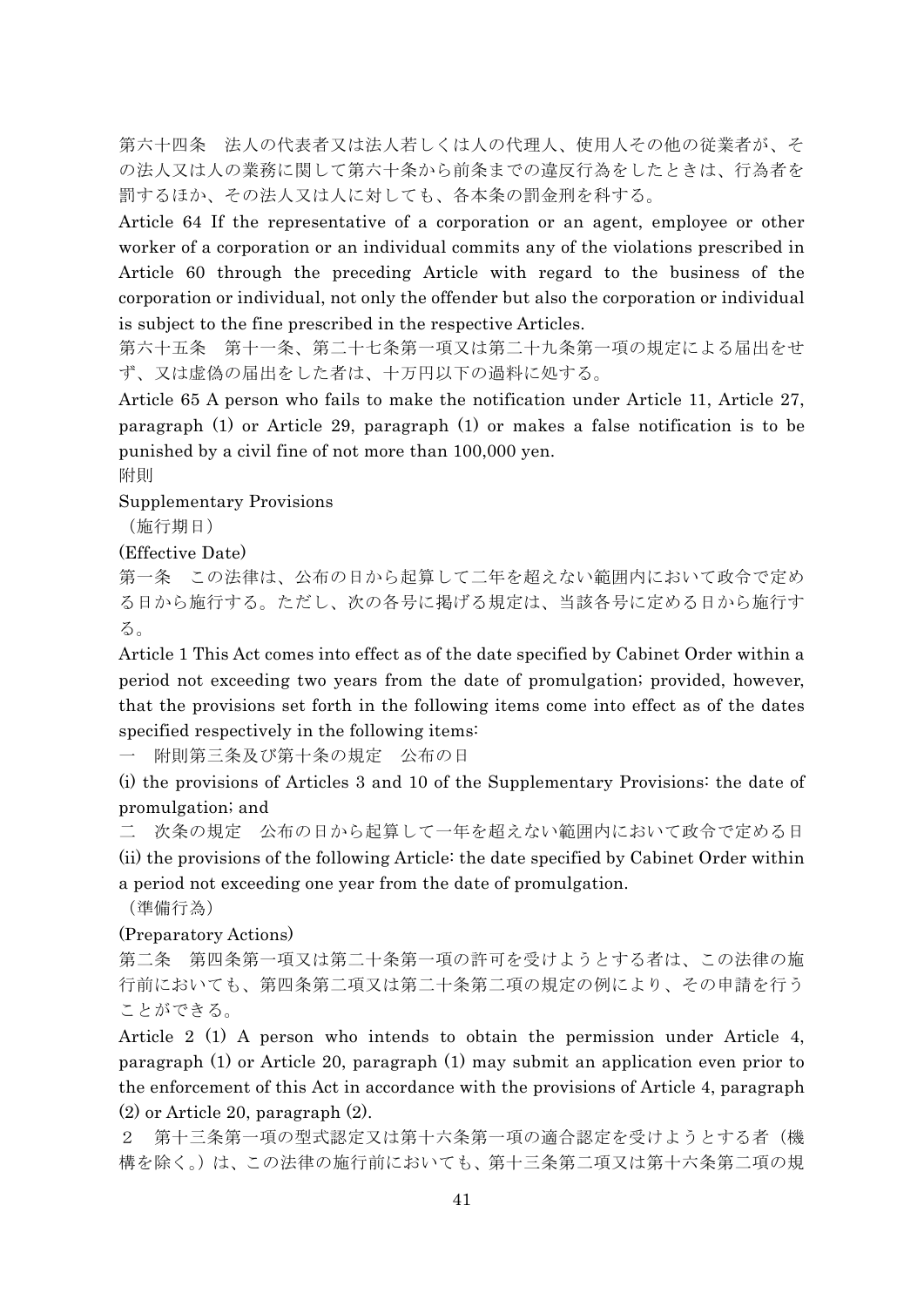第六十四条　法人の代表者又は法人若しくは人の代理人、使用人その他の従業者が、その法人又は人の業務に関して第六十条から前条までの違反行為をしたときは、行為者を罰するほか、その法人又は人に対しても、各本条の罰金刑を科する。

Article 64 If the representative of a corporation or an agent, employee or other worker of a corporation or an individual commits any of the violations prescribed in Article 60 through the preceding Article with regard to the business of the corporation or individual, not only the offender but also the corporation or individual is subject to the fine prescribed in the respective Articles.

第六十五条　第十一条、第二十七条第一項又は第二十九条第一項の規定による届出をせず、又は虚偽の届出をした者は、十万円以下の過料に処する。

Article 65 A person who fails to make the notification under Article 11, Article 27, paragraph (1) or Article 29, paragraph (1) or makes a false notification is to be punished by a civil fine of not more than 100,000 yen.

附則

Supplementary Provisions

（施行期日）

(Effective Date)

第一条　この法律は、公布の日から起算して二年を超えない範囲内において政令で定める日から施行する。ただし、次の各号に掲げる規定は、当該各号に定める日から施行する。

Article 1 This Act comes into effect as of the date specified by Cabinet Order within a period not exceeding two years from the date of promulgation; provided, however, that the provisions set forth in the following items come into effect as of the dates specified respectively in the following items:

一　附則第三条及び第十条の規定　公布の日

(i) the provisions of Articles 3 and 10 of the Supplementary Provisions: the date of promulgation; and

二　次条の規定　公布の日から起算して一年を超えない範囲内において政令で定める日

(ii) the provisions of the following Article: the date specified by Cabinet Order within a period not exceeding one year from the date of promulgation.

（準備行為）

(Preparatory Actions)

第二条　第四条第一項又は第二十条第一項の許可を受けようとする者は、この法律の施行前においても、第四条第二項又は第二十条第二項の規定の例により、その申請を行うことができる。

Article 2 (1) A person who intends to obtain the permission under Article 4, paragraph (1) or Article 20, paragraph (1) may submit an application even prior to the enforcement of this Act in accordance with the provisions of Article 4, paragraph (2) or Article 20, paragraph (2).

２　第十三条第一項の型式認定又は第十六条第一項の適合認定を受けようとする者（機構を除く。）は、この法律の施行前においても、第十三条第二項又は第十六条第二項の規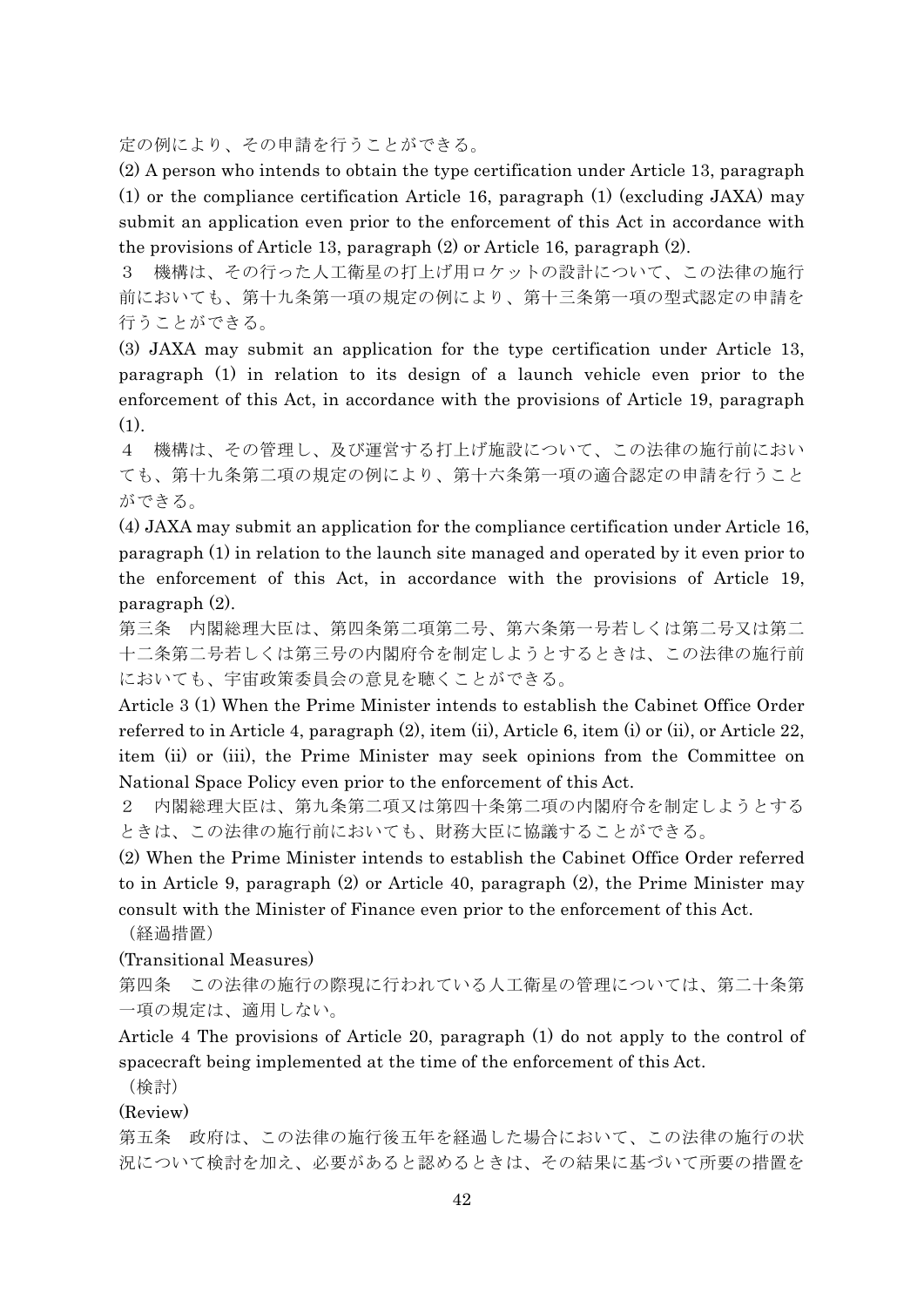定の例により、その申請を行うことができる。

(2) A person who intends to obtain the type certification under Article 13, paragraph (1) or the compliance certification Article 16, paragraph (1) (excluding JAXA) may submit an application even prior to the enforcement of this Act in accordance with the provisions of Article 13, paragraph (2) or Article 16, paragraph (2).

３　機構は、その行った人工衛星の打上げ用ロケットの設計について、この法律の施行前においても、第十九条第一項の規定の例により、第十三条第一項の型式認定の申請を行うことができる。

(3) JAXA may submit an application for the type certification under Article 13, paragraph (1) in relation to its design of a launch vehicle even prior to the enforcement of this Act, in accordance with the provisions of Article 19, paragraph (1).

４　機構は、その管理し、及び運営する打上げ施設について、この法律の施行前においても、第十九条第二項の規定の例により、第十六条第一項の適合認定の申請を行うことができる。

(4) JAXA may submit an application for the compliance certification under Article 16, paragraph (1) in relation to the launch site managed and operated by it even prior to the enforcement of this Act, in accordance with the provisions of Article 19, paragraph (2).

第三条　内閣総理大臣は、第四条第二項第二号、第六条第一号若しくは第二号又は第二十二条第二号若しくは第三号の内閣府令を制定しようとするときは、この法律の施行前においても、宇宙政策委員会の意見を聴くことができる。

Article 3 (1) When the Prime Minister intends to establish the Cabinet Office Order referred to in Article 4, paragraph (2), item (ii), Article 6, item (i) or (ii), or Article 22, item (ii) or (iii), the Prime Minister may seek opinions from the Committee on National Space Policy even prior to the enforcement of this Act.

２　内閣総理大臣は、第九条第二項又は第四十条第二項の内閣府令を制定しようとするときは、この法律の施行前においても、財務大臣に協議することができる。

(2) When the Prime Minister intends to establish the Cabinet Office Order referred to in Article 9, paragraph (2) or Article 40, paragraph (2), the Prime Minister may consult with the Minister of Finance even prior to the enforcement of this Act.

（経過措置）

(Transitional Measures)

第四条　この法律の施行の際現に行われている人工衛星の管理については、第二十条第一項の規定は、適用しない。

Article 4 The provisions of Article 20, paragraph (1) do not apply to the control of spacecraft being implemented at the time of the enforcement of this Act.

（検討）

(Review)

第五条　政府は、この法律の施行後五年を経過した場合において、この法律の施行の状況について検討を加え、必要があると認めるときは、その結果に基づいて所要の措置を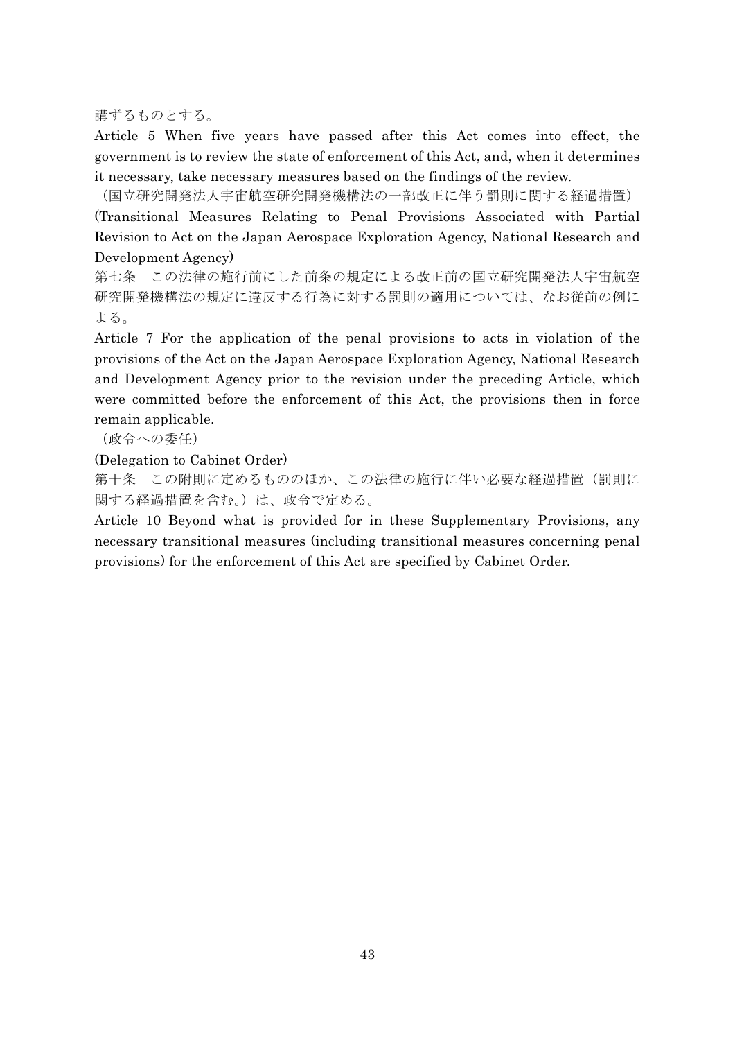講ずるものとする。

Article 5 When five years have passed after this Act comes into effect, the government is to review the state of enforcement of this Act, and, when it determines it necessary, take necessary measures based on the findings of the review.

（国立研究開発法人宇宙航空研究開発機構法の一部改正に伴う罰則に関する経過措置）

(Transitional Measures Relating to Penal Provisions Associated with Partial Revision to Act on the Japan Aerospace Exploration Agency, National Research and Development Agency)

第七条　この法律の施行前にした前条の規定による改正前の国立研究開発法人宇宙航空研究開発機構法の規定に違反する行為に対する罰則の適用については、なお従前の例による。

Article 7 For the application of the penal provisions to acts in violation of the provisions of the Act on the Japan Aerospace Exploration Agency, National Research and Development Agency prior to the revision under the preceding Article, which were committed before the enforcement of this Act, the provisions then in force remain applicable.

（政令への委任）

(Delegation to Cabinet Order)

第十条　この附則に定めるもののほか、この法律の施行に伴い必要な経過措置（罰則に関する経過措置を含む。）は、政令で定める。

Article 10 Beyond what is provided for in these Supplementary Provisions, any necessary transitional measures (including transitional measures concerning penal provisions) for the enforcement of this Act are specified by Cabinet Order.